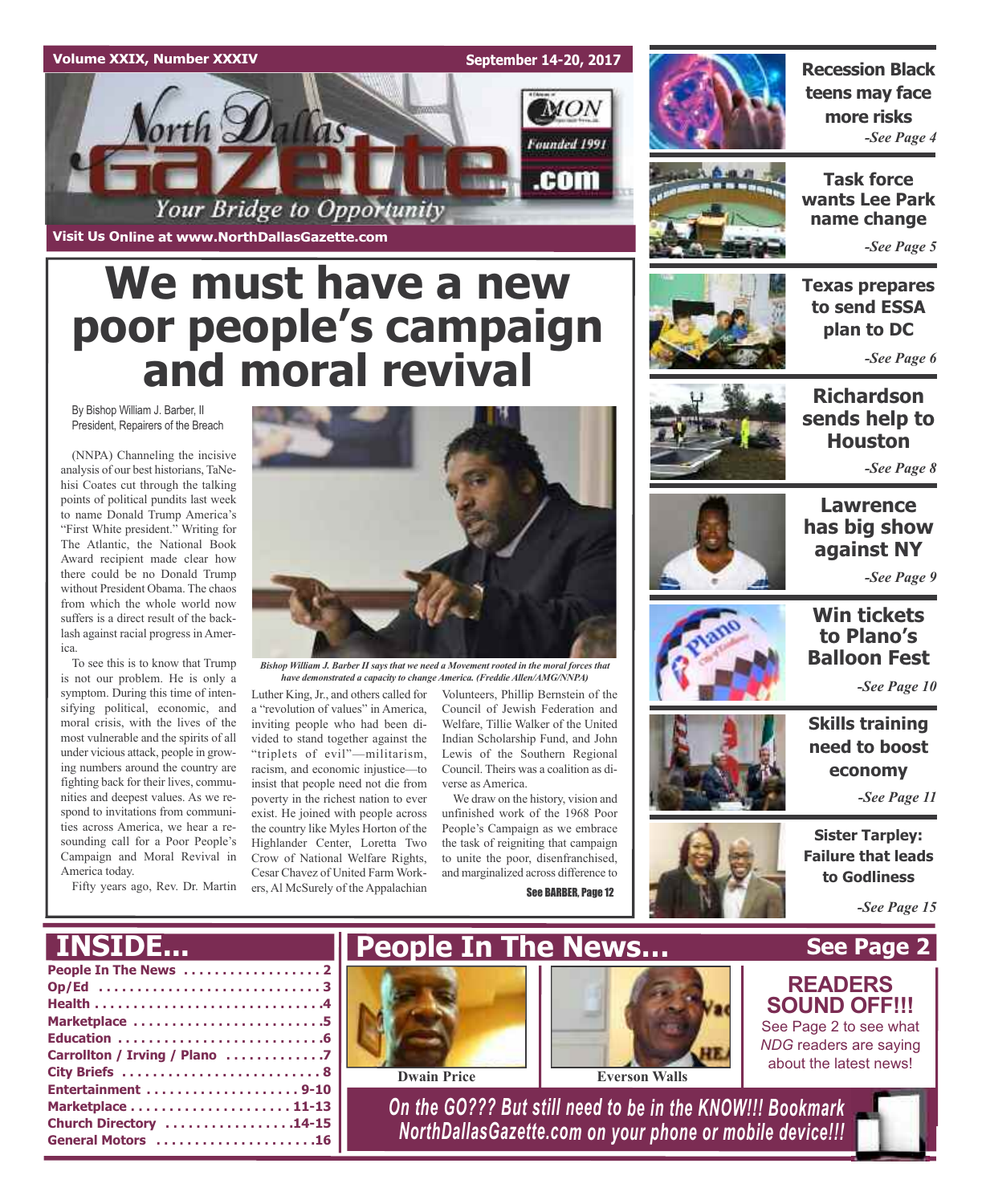Volume XXIX, Number XXXIV — September 14-20, 2017

# North Dallas Gazette

Your Bridge to Opportunity

Founded 1991

Visit Us Online at www.NorthDallasGazette.com

# We must have a new poor people's campaign and moral revival

By Bishop William J. Barber, II
President, Repairers of the Breach

(NNPA) Channeling the incisive analysis of our best historians, TaNehisi Coates cut through the talking points of political pundits last week to name Donald Trump America's "First White president." Writing for The Atlantic, the National Book Award recipient made clear how there could be no Donald Trump without President Obama. The chaos from which the whole world now suffers is a direct result of the backlash against racial progress in America.

To see this is to know that Trump is not our problem. He is only a symptom. During this time of intensifying political, economic, and moral crisis, with the lives of the most vulnerable and the spirits of all under vicious attack, people in growing numbers around the country are fighting back for their lives, communities and deepest values. As we respond to invitations from communities across America, we hear a resounding call for a Poor People's Campaign and Moral Revival in America today.

Fifty years ago, Rev. Dr. Martin Luther King, Jr., and others called for a "revolution of values" in America, inviting people who had been divided to stand together against the "triplets of evil"—militarism, racism, and economic injustice—to insist that people need not die from poverty in the richest nation to ever exist. He joined with people across the country like Myles Horton of the Highlander Center, Loretta Two Crow of National Welfare Rights, Cesar Chavez of United Farm Workers, Al McSurely of the Appalachian Volunteers, Phillip Bernstein of the Council of Jewish Federation and Welfare, Tillie Walker of the United Indian Scholarship Fund, and John Lewis of the Southern Regional Council. Theirs was a coalition as diverse as America.

*Bishop William J. Barber II says that we need a Movement rooted in the moral forces that have demonstrated a capacity to change America. (Freddie Allen/AMG/NNPA)*

We draw on the history, vision and unfinished work of the 1968 Poor People's Campaign as we embrace the task of reigniting that campaign to unite the poor, disenfranchised, and marginalized across difference to

See BARBER, Page 12

---

**Recession Black teens may face more risks** -See Page 4

**Task force wants Lee Park name change** -See Page 5

**Texas prepares to send ESSA plan to DC** -See Page 6

**Richardson sends help to Houston** -See Page 8

**Lawrence has big show against NY** -See Page 9

**Win tickets to Plano's Balloon Fest** -See Page 10

**Skills training need to boost economy** -See Page 11

**Sister Tarpley: Failure that leads to Godliness** -See Page 15

---

## INSIDE...

- People In The News .................. 2
- Op/Ed .................................... 3
- Health ..................................... 4
- Marketplace ............................. 5
- Education ................................ 6
- Carrollton / Irving / Plano ........... 7
- City Briefs ............................... 8
- Entertainment ...................... 9-10
- Marketplace ...................... 11-13
- Church Directory ................ 14-15
- General Motors ...................... 16

## People In The News... See Page 2

Dwain Price

Everson Walls

**READERS SOUND OFF!!!**
See Page 2 to see what *NDG* readers are saying about the latest news!

*On the GO??? But still need to be in the KNOW!!! Bookmark NorthDallasGazette.com on your phone or mobile device!!!*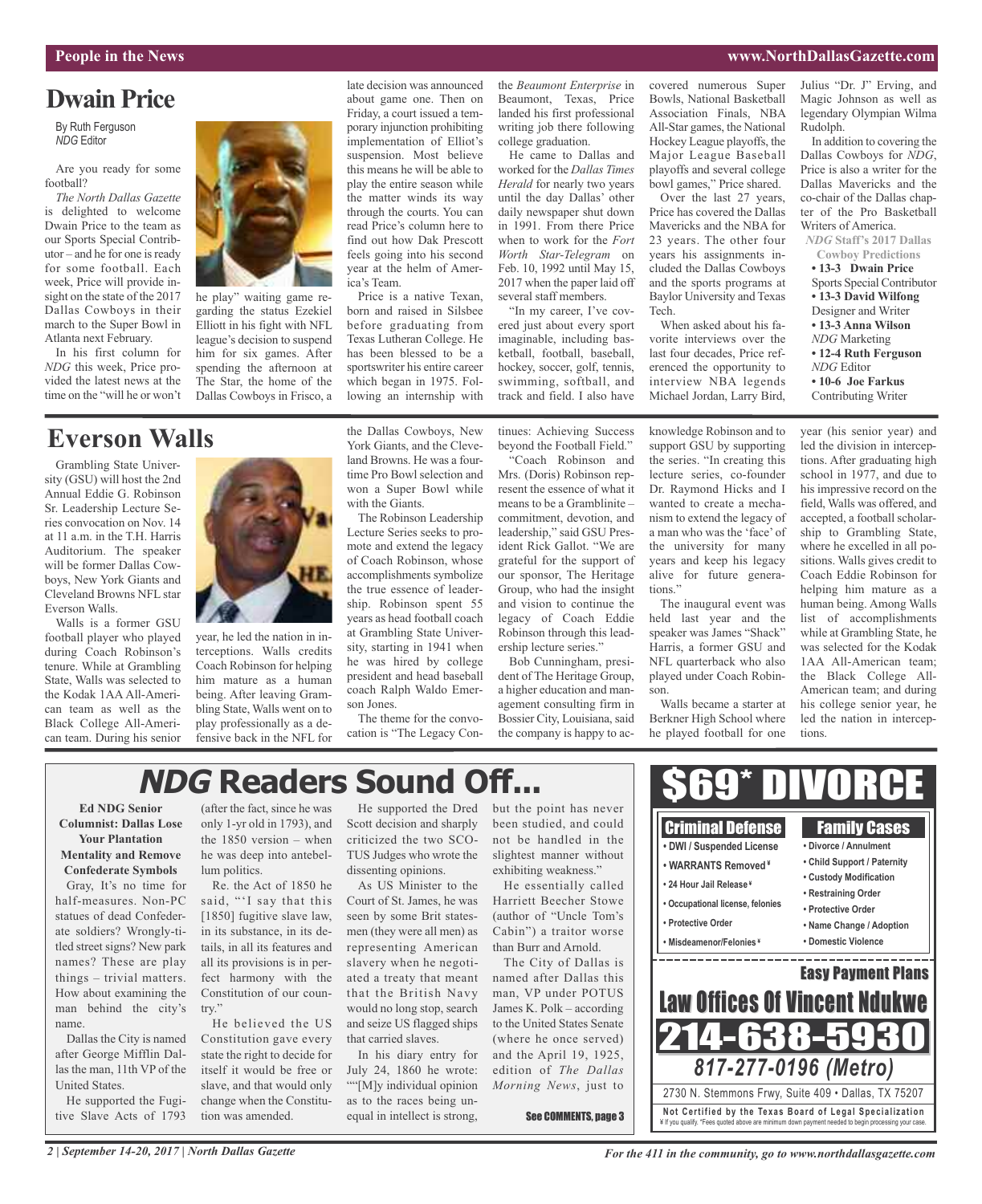# Dwain Price

By Ruth Ferguson
*NDG* Editor

Are you ready for some football?

*The North Dallas Gazette* is delighted to welcome Dwain Price to the team as our Sports Special Contributor – and he for one is ready for some football. Each week, Price will provide insight on the state of the 2017 Dallas Cowboys in their march to the Super Bowl in Atlanta next February.

In his first column for *NDG* this week, Price provided the latest news at the time on the "will he or won't he play" waiting game regarding the status Ezekiel Elliott in his fight with NFL league's decision to suspend him for six games. After spending the afternoon at The Star, the home of the Dallas Cowboys in Frisco, a late decision was announced about game one. Then on Friday, a court issued a temporary injunction prohibiting implementation of Elliot's suspension. Most believe this means he will be able to play the entire season while the matter winds its way through the courts. You can read Price's column here to find out how Dak Prescott feels going into his second year at the helm of America's Team.

Price is a native Texan, born and raised in Silsbee before graduating from Texas Lutheran College. He has been blessed to be a sportswriter his entire career which began in 1975. Following an internship with the *Beaumont Enterprise* in Beaumont, Texas, Price landed his first professional writing job there following college graduation.

He came to Dallas and worked for the *Dallas Times Herald* for nearly two years until the day Dallas' other daily newspaper shut down in 1991. From there Price when to work for the *Fort Worth Star-Telegram* on Feb. 10, 1992 until May 15, 2017 when the paper laid off several staff members.

"In my career, I've covered just about every sport imaginable, including basketball, football, baseball, hockey, soccer, golf, tennis, swimming, softball, and track and field. I also have covered numerous Super Bowls, National Basketball Association Finals, NBA All-Star games, the National Hockey League playoffs, the Major League Baseball playoffs and several college bowl games," Price shared.

Over the last 27 years, Price has covered the Dallas Mavericks and the NBA for 23 years. The other four years his assignments included the Dallas Cowboys and the sports programs at Baylor University and Texas Tech.

When asked about his favorite interviews over the last four decades, Price referenced the opportunity to interview NBA legends Michael Jordan, Larry Bird, Julius "Dr. J" Erving, and Magic Johnson as well as legendary Olympian Wilma Rudolph.

In addition to covering the Dallas Cowboys for *NDG*, Price is also a writer for the Dallas Mavericks and the co-chair of the Dallas chapter of the Pro Basketball Writers of America.

**NDG Staff's 2017 Dallas Cowboy Predictions**

- **13-3 Dwain Price** Sports Special Contributor
- **13-3 David Wilfong** Designer and Writer
- **13-3 Anna Wilson** *NDG* Marketing
- **12-4 Ruth Ferguson** *NDG* Editor
- **10-6 Joe Farkus** Contributing Writer

# Everson Walls

Grambling State University (GSU) will host the 2nd Annual Eddie G. Robinson Sr. Leadership Lecture Series convocation on Nov. 14 at 11 a.m. in the T.H. Harris Auditorium. The speaker will be former Dallas Cowboys, New York Giants and Cleveland Browns NFL star Everson Walls.

Walls is a former GSU football player who played during Coach Robinson's tenure. While at Grambling State, Walls was selected to the Kodak 1AA All-American team as well as the Black College All-American team. During his senior year, he led the nation in interceptions. Walls credits Coach Robinson for helping him mature as a human being. After leaving Grambling State, Walls went on to play professionally as a defensive back in the NFL for the Dallas Cowboys, New York Giants, and the Cleveland Browns. He was a four-time Pro Bowl selection and won a Super Bowl while with the Giants.

The Robinson Leadership Lecture Series seeks to promote and extend the legacy of Coach Robinson, whose accomplishments symbolize the true essence of leadership. Robinson spent 55 years as head football coach at Grambling State University, starting in 1941 when he was hired by college president and head baseball coach Ralph Waldo Emerson Jones.

The theme for the convocation is "The Legacy Continues: Achieving Success beyond the Football Field."

"Coach Robinson and Mrs. (Doris) Robinson represent the essence of what it means to be a Gramblinite – commitment, devotion, and leadership," said GSU President Rick Gallot. "We are grateful for the support of our sponsor, The Heritage Group, who had the insight and vision to continue the legacy of Coach Eddie Robinson through this leadership lecture series."

Bob Cunningham, president of The Heritage Group, a higher education and management consulting firm in Bossier City, Louisiana, said the company is happy to acknowledge Robinson and to support GSU by supporting the series. "In creating this lecture series, co-founder Dr. Raymond Hicks and I wanted to create a mechanism to extend the legacy of a man who was the 'face' of the university for many years and keep his legacy alive for future generations."

The inaugural event was held last year and the speaker was James "Shack" Harris, a former GSU and NFL quarterback who also played under Coach Robinson.

Walls became a starter at Berkner High School where he played football for one year (his senior year) and led the division in interceptions. After graduating high school in 1977, and due to his impressive record on the field, Walls was offered, and accepted, a football scholarship to Grambling State, where he excelled in all positions. Walls gives credit to Coach Eddie Robinson for helping him mature as a human being. Among Walls list of accomplishments while at Grambling State, he was selected for the Kodak 1AA All-American team; the Black College All-American team; and during his college senior year, he led the nation in interceptions.

# *NDG* Readers Sound Off...

**Ed NDG Senior Columnist: Dallas Lose Your Plantation Mentality and Remove Confederate Symbols**

Gray, It's no time for half-measures. Non-PC statues of dead Confederate soldiers? Wrongly-titled street signs? New park names? These are play things – trivial matters. How about examining the man behind the city's name.

Dallas the City is named after George Mifflin Dallas the man, 11th VP of the United States.

He supported the Fugitive Slave Acts of 1793 (after the fact, since he was only 1-yr old in 1793), and the 1850 version – when he was deep into antebellum politics.

Re. the Act of 1850 he said, "'I say that this [1850] fugitive slave law, in its substance, in its details, in all its features and all its provisions is in perfect harmony with the Constitution of our country."

He believed the US Constitution gave every state the right to decide for itself it would be free or slave, and that would only change when the Constitution was amended.

He supported the Dred Scott decision and sharply criticized the two SCOTUS Judges who wrote the dissenting opinions.

As US Minister to the Court of St. James, he was seen by some Brit statesmen (they were all men) as representing American slavery when he negotiated a treaty that meant that the British Navy would no long stop, search and seize US flagged ships that carried slaves.

In his diary entry for July 24, 1860 he wrote: ""[M]y individual opinion as to the races being unequal in intellect is strong, but the point has never been studied, and could not be handled in the slightest manner without exhibiting weakness."

He essentially called Harriett Beecher Stowe (author of "Uncle Tom's Cabin") a traitor worse than Burr and Arnold.

The City of Dallas is named after Dallas this man, VP under POTUS James K. Polk – according to the United States Senate (where he once served) and the April 19, 1925, edition of *The Dallas Morning News*, just to

**See COMMENTS, page 3**

# $69* DIVORCE

**Criminal Defense**

- DWI / Suspended License
- WARRANTS Removed¥
- 24 Hour Jail Release¥
- Occupational license, felonies
- Protective Order
- Misdeameanor/Felonies¥

**Family Cases**

- Divorce / Annulment
- Child Support / Paternity
- Custody Modification
- Restraining Order
- Protective Order
- Name Change / Adoption
- Domestic Violence

**Easy Payment Plans**

**Law Offices Of Vincent Ndukwe**

**214-638-5930**

***817-277-0196 (Metro)***

2730 N. Stemmons Frwy, Suite 409 • Dallas, TX 75207

**Not Certified by the Texas Board of Legal Specialization**

¥ If you qualify. *Fees quoted above are minimum down payment needed to begin processing your case.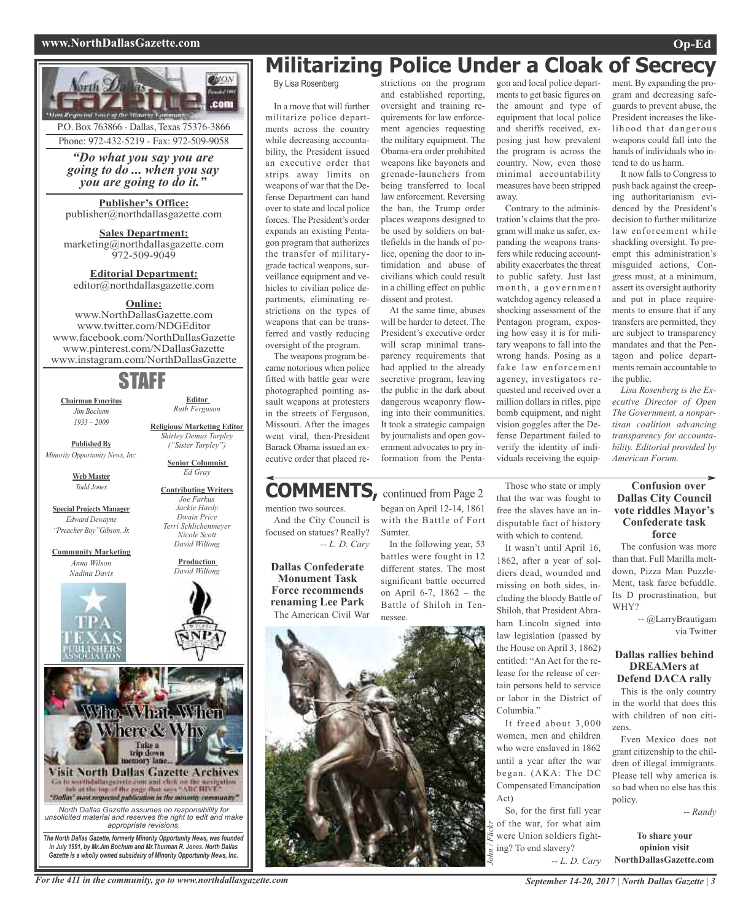# Militarizing Police Under a Cloak of Secrecy

By Lisa Rosenberg

In a move that will further militarize police departments across the country while decreasing accountability, the President issued an executive order that strips away limits on weapons of war that the Defense Department can hand over to state and local police forces. The President's order expands an existing Pentagon program that authorizes the transfer of military-grade tactical weapons, surveillance equipment and vehicles to civilian police departments, eliminating restrictions on the types of weapons that can be transferred and vastly reducing oversight of the program.

The weapons program became notorious when police fitted with battle gear were photographed pointing assault weapons at protesters in the streets of Ferguson, Missouri. After the images went viral, then-President Barack Obama issued an executive order that placed restrictions on the program and established reporting, oversight and training requirements for law enforcement agencies requesting the military equipment. The Obama-era order prohibited weapons like bayonets and grenade-launchers from being transferred to local law enforcement. Reversing the ban, the Trump order places weapons designed to be used by soldiers on battlefields in the hands of police, opening the door to intimidation and abuse of civilians which could result in a chilling effect on public dissent and protest.

At the same time, abuses will be harder to detect. The President's executive order will scrap minimal transparency requirements that had applied to the already secretive program, leaving the public in the dark about dangerous weaponry flowing into their communities. It took a strategic campaign by journalists and open government advocates to pry information from the Pentagon and local police departments to get basic figures on the amount and type of equipment that local police and sheriffs received, exposing just how prevalent the program is across the country. Now, even those minimal accountability measures have been stripped away.

Contrary to the administration's claims that the program will make us safer, expanding the weapons transfers while reducing accountability exacerbates the threat to public safety. Just last month, a government watchdog agency released a shocking assessment of the Pentagon program, exposing how easy it is for military weapons to fall into the wrong hands. Posing as a fake law enforcement agency, investigators requested and received over a million dollars in rifles, pipe bomb equipment, and night vision goggles after the Defense Department failed to verify the identity of individuals receiving the equipment. By expanding the program and decreasing safeguards to prevent abuse, the President increases the likelihood that dangerous weapons could fall into the hands of individuals who intend to do us harm.

It now falls to Congress to push back against the creeping authoritarianism evidenced by the President's decision to further militarize law enforcement while shackling oversight. To preempt this administration's misguided actions, Congress must, at a minimum, assert its oversight authority and put in place requirements to ensure that if any transfers are permitted, they are subject to transparency mandates and that the Pentagon and police departments remain accountable to the public.

*Lisa Rosenberg is the Executive Director of Open The Government, a nonpartisan coalition advancing transparency for accountability. Editorial provided by American Forum.*

# COMMENTS, continued from Page 2

mention two sources.

And the City Council is focused on statues? Really?

*-- L. D. Cary*

### Dallas Confederate Monument Task Force recommends renaming Lee Park

The American Civil War began on April 12-14, 1861 with the Battle of Fort Sumter.

In the following year, 53 battles were fought in 12 different states. The most significant battle occurred on April 6-7, 1862 – the Battle of Shiloh in Tennessee.

John / Flickr

Those who state or imply that the war was fought to free the slaves have an indisputable fact of history with which to contend.

It wasn't until April 16, 1862, after a year of soldiers dead, wounded and missing on both sides, including the bloody Battle of Shiloh, that President Abraham Lincoln signed into law legislation (passed by the House on April 3, 1862) entitled: "An Act for the release for the release of certain persons held to service or labor in the District of Columbia."

It freed about 3,000 women, men and children who were enslaved in 1862 until a year after the war began. (AKA: The DC Compensated Emancipation Act)

So, for the first full year of the war, for what aim were Union soldiers fighting? To end slavery?

*-- L. D. Cary*

### Confusion over Dallas City Council vote riddles Mayor's Confederate task force

The confusion was more than that. Full Marilla meltdown, Pizza Man Puzzle-Ment, task farce befuddle. Its D procrastination, but WHY?

-- @LarryBrautigam via Twitter

### Dallas rallies behind DREAMers at Defend DACA rally

This is the only country in the world that does this with children of non citizens.

Even Mexico does not grant citizenship to the children of illegal immigrants. Please tell why america is so bad when no else has this policy.

*-- Randy*

**To share your opinion visit NorthDallasGazette.com**

---

North Dallas Gazette .com
"Voice of the Minority Community"

P.O. Box 763866 - Dallas, Texas 75376-3866
Phone: 972-432-5219 - Fax: 972-509-9058

***"Do what you say you are going to do ... when you say you are going to do it."***

**Publisher's Office:**
publisher@northdallasgazette.com

**Sales Department:**
marketing@northdallasgazette.com
972-509-9049

**Editorial Department:**
editor@northdallasgazette.com

**Online:**
www.NorthDallasGazette.com
www.twitter.com/NDGEditor
www.facebook.com/NorthDallasGazette
www.pinterest.com/NDallasGazette
www.instagram.com/NorthDallasGazette

## STAFF

**Chairman Emeritus**
*Jim Bochum*
*1933 – 2009*

**Published By**
*Minority Opportunity News, Inc.*

**Web Master**
*Todd Jones*

**Special Projects Manager**
*Edward Dewayne "Preacher Boy" Gibson, Jr.*

**Community Marketing**
*Anna Wilson*
*Nadina Davis*

**Editor**
*Ruth Ferguson*

**Religious/ Marketing Editor**
*Shirley Demus Tarpley ("Sister Tarpley")*

**Senior Columnist**
*Ed Gray*

**Contributing Writers**
*Joe Farkus*
*Jackie Hardy*
*Dwain Price*
*Terri Schlichenmeyer*
*Nicole Scott*
*David Wilfong*

**Production**
*David Wilfong*

Who, What, When Where & Why
Take a trip down memory lane...
Visit North Dallas Gazette Archives
Go to northdallasgazette.com and click on the navigation tab at the top of the page that says "ARCHIVE"
"Dallas' most respected publication in the minority community"

*North Dallas Gazette assumes no responsibility for unsolicited material and reserves the right to edit and make appropriate revisions.*

***The North Dallas Gazette, formerly Minority Opportunity News, was founded in July 1991, by Mr.Jim Bochum and Mr.Thurman R. Jones. North Dallas Gazette is a wholly owned subsidairy of Minority Opportunity News, Inc.***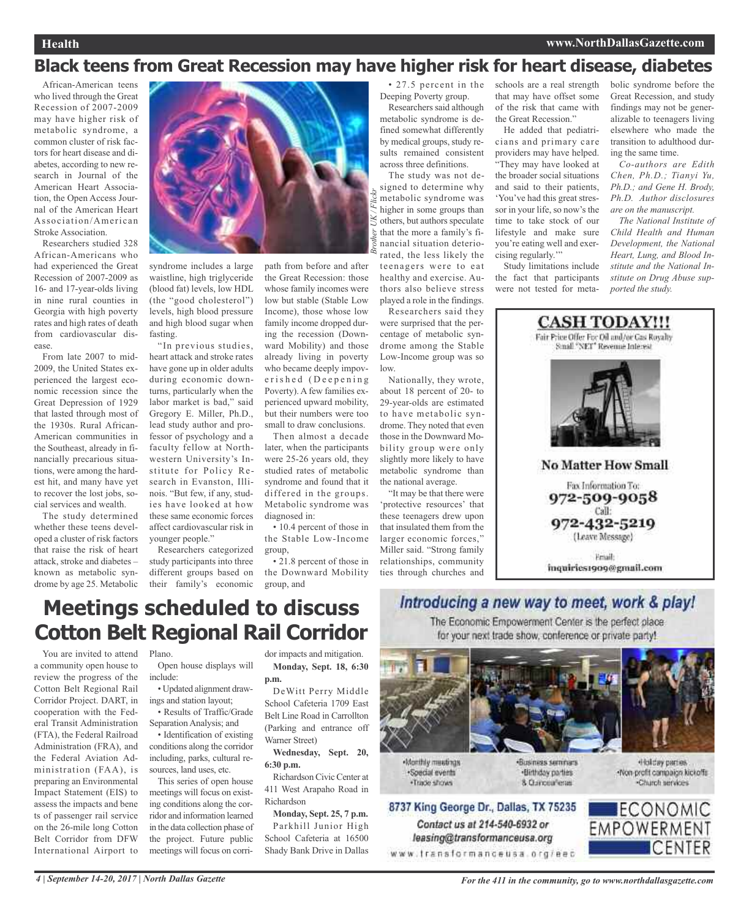# Black teens from Great Recession may have higher risk for heart disease, diabetes

African-American teens who lived through the Great Recession of 2007-2009 may have higher risk of metabolic syndrome, a common cluster of risk factors for heart disease and diabetes, according to new research in Journal of the American Heart Association, the Open Access Journal of the American Heart Association/American Stroke Association.

Researchers studied 328 African-Americans who had experienced the Great Recession of 2007-2009 as 16- and 17-year-olds living in nine rural counties in Georgia with high poverty rates and high rates of death from cardiovascular disease.

From late 2007 to mid-2009, the United States experienced the largest economic recession since the Great Depression of 1929 that lasted through most of the 1930s. Rural African-American communities in the Southeast, already in financially precarious situations, were among the hardest hit, and many have yet to recover the lost jobs, social services and wealth.

The study determined whether these teens developed a cluster of risk factors that raise the risk of heart attack, stroke and diabetes – known as metabolic syndrome by age 25. Metabolic syndrome includes a large waistline, high triglyceride (blood fat) levels, low HDL (the "good cholesterol") levels, high blood pressure and high blood sugar when fasting.

"In previous studies, heart attack and stroke rates have gone up in older adults during economic downturns, particularly when the labor market is bad," said Gregory E. Miller, Ph.D., lead study author and professor of psychology and a faculty fellow at Northwestern University's Institute for Policy Research in Evanston, Illinois. "But few, if any, studies have looked at how these same economic forces affect cardiovascular risk in younger people."

Researchers categorized study participants into three different groups based on their family's economic path from before and after the Great Recession: those whose family incomes were low but stable (Stable Low Income), those whose low family income dropped during the recession (Downward Mobility) and those already living in poverty who became deeply impoverished (Deepening Poverty). A few families experienced upward mobility, but their numbers were too small to draw conclusions.

Then almost a decade later, when the participants were 25-26 years old, they studied rates of metabolic syndrome and found that it differed in the groups. Metabolic syndrome was diagnosed in:

- 10.4 percent of those in the Stable Low-Income group,
- 21.8 percent of those in the Downward Mobility group, and
- 27.5 percent in the Deeping Poverty group.

Researchers said although metabolic syndrome is defined somewhat differently by medical groups, study results remained consistent across three definitions.

The study was not designed to determine why metabolic syndrome was higher in some groups than others, but authors speculate that the more a family's financial situation deteriorated, the less likely the teenagers were to eat healthy and exercise. Authors also believe stress played a role in the findings.

Researchers said they were surprised that the percentage of metabolic syndrome among the Stable Low-Income group was so low.

Nationally, they wrote, about 18 percent of 20- to 29-year-olds are estimated to have metabolic syndrome. They noted that even those in the Downward Mobility group were only slightly more likely to have metabolic syndrome than the national average.

"It may be that there were 'protective resources' that these teenagers drew upon that insulated them from the larger economic forces," Miller said. "Strong family relationships, community ties through churches and schools are a real strength that may have offset some of the risk that came with the Great Recession."

He added that pediatricians and primary care providers may have helped. "They may have looked at the broader social situations and said to their patients, 'You've had this great stressor in your life, so now's the time to take stock of our lifestyle and make sure you're eating well and exercising regularly.'"

Study limitations include the fact that participants were not tested for metabolic syndrome before the Great Recession, and study findings may not be generalizable to teenagers living elsewhere who made the transition to adulthood during the same time.

*Co-authors are Edith Chen, Ph.D.; Tianyi Yu, Ph.D.; and Gene H. Brody, Ph.D. Author disclosures are on the manuscript.*

*The National Institute of Child Health and Human Development, the National Heart, Lung, and Blood Institute and the National Institute on Drug Abuse supported the study.*

Brother UK / Flickr

**CASH TODAY!!!**

Fair Price Offer For Oil and/or Gas Royalty Small "NET" Revenue Interest

**No Matter How Small**

Fax Information To: 972-509-9058

Call: 972-432-5219 (Leave Message)

Email: inquiries1909@gmail.com

# Meetings scheduled to discuss Cotton Belt Regional Rail Corridor

You are invited to attend a community open house to review the progress of the Cotton Belt Regional Rail Corridor Project. DART, in cooperation with the Federal Transit Administration (FTA), the Federal Railroad Administration (FRA), and the Federal Aviation Administration (FAA), is preparing an Environmental Impact Statement (EIS) to assess the impacts and bene ts of passenger rail service on the 26-mile long Cotton Belt Corridor from DFW International Airport to Plano.

Open house displays will include:

- Updated alignment drawings and station layout;
- Results of Traffic/Grade Separation Analysis; and
- Identification of existing conditions along the corridor including, parks, cultural resources, land uses, etc.

This series of open house meetings will focus on existing conditions along the corridor and information learned in the data collection phase of the project. Future public meetings will focus on corridor impacts and mitigation.

**Monday, Sept. 18, 6:30 p.m.**

DeWitt Perry Middle School Cafeteria 1709 East Belt Line Road in Carrollton (Parking and entrance off Warner Street)

**Wednesday, Sept. 20, 6:30 p.m.**

Richardson Civic Center at 411 West Arapaho Road in Richardson

**Monday, Sept. 25, 7 p.m.**

Parkhill Junior High School Cafeteria at 16500 Shady Bank Drive in Dallas

***Introducing a new way to meet, work & play!***

The Economic Empowerment Center is the perfect place for your next trade show, conference or private party!

- Monthly meetings
- Special events
- Trade shows
- Business seminars
- Birthday parties
- & Quinceañeras
- Holiday parties
- Non-profit campaign kickoffs
- Church services

**8737 King George Dr., Dallas, TX 75235**

*Contact us at 214-540-6932 or leasing@transformanceusa.org*

www.transformanceusa.org/eec

ECONOMIC EMPOWERMENT CENTER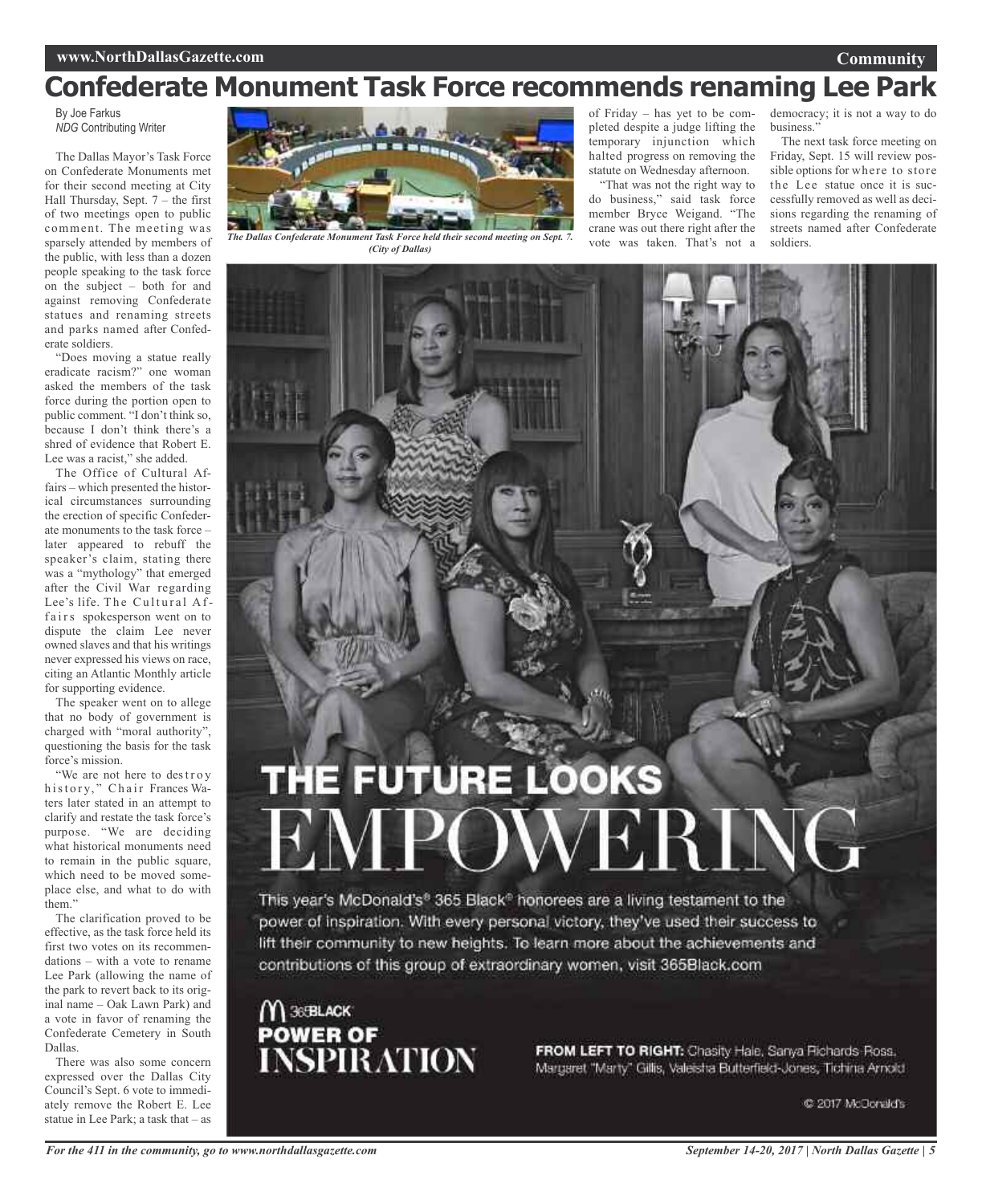# Confederate Monument Task Force recommends renaming Lee Park

By Joe Farkus
*NDG* Contributing Writer

The Dallas Mayor's Task Force on Confederate Monuments met for their second meeting at City Hall Thursday, Sept. 7 – the first of two meetings open to public comment. The meeting was sparsely attended by members of the public, with less than a dozen people speaking to the task force on the subject – both for and against removing Confederate statues and renaming streets and parks named after Confederate soldiers.

"Does moving a statue really eradicate racism?" one woman asked the members of the task force during the portion open to public comment. "I don't think so, because I don't think there's a shred of evidence that Robert E. Lee was a racist," she added.

The Office of Cultural Affairs – which presented the historical circumstances surrounding the erection of specific Confederate monuments to the task force – later appeared to rebuff the speaker's claim, stating there was a "mythology" that emerged after the Civil War regarding Lee's life. The Cultural Affairs spokesperson went on to dispute the claim Lee never owned slaves and that his writings never expressed his views on race, citing an Atlantic Monthly article for supporting evidence.

The speaker went on to allege that no body of government is charged with "moral authority", questioning the basis for the task force's mission.

"We are not here to destroy history," Chair Frances Waters later stated in an attempt to clarify and restate the task force's purpose. "We are deciding what historical monuments need to remain in the public square, which need to be moved someplace else, and what to do with them."

The clarification proved to be effective, as the task force held its first two votes on its recommendations – with a vote to rename Lee Park (allowing the name of the park to revert back to its original name – Oak Lawn Park) and a vote in favor of renaming the Confederate Cemetery in South Dallas.

There was also some concern expressed over the Dallas City Council's Sept. 6 vote to immediately remove the Robert E. Lee statue in Lee Park; a task that – as of Friday – has yet to be completed despite a judge lifting the temporary injunction which halted progress on removing the statute on Wednesday afternoon.

"That was not the right way to do business," said task force member Bryce Weigand. "The crane was out there right after the vote was taken. That's not a democracy; it is not a way to do business."

The next task force meeting on Friday, Sept. 15 will review possible options for where to store the Lee statue once it is successfully removed as well as decisions regarding the renaming of streets named after Confederate soldiers.

*The Dallas Confederate Monument Task Force held their second meeting on Sept. 7. (City of Dallas)*

THE FUTURE LOOKS EMPOWERING

This year's McDonald's® 365 Black® honorees are a living testament to the power of inspiration. With every personal victory, they've used their success to lift their community to new heights. To learn more about the achievements and contributions of this group of extraordinary women, visit 365Black.com

365BLACK POWER OF INSPIRATION

**FROM LEFT TO RIGHT:** Chasity Hale, Sanya Richards-Ross, Margaret "Marty" Gillis, Valeisha Butterfield-Jones, Tichina Arnold

© 2017 McDonald's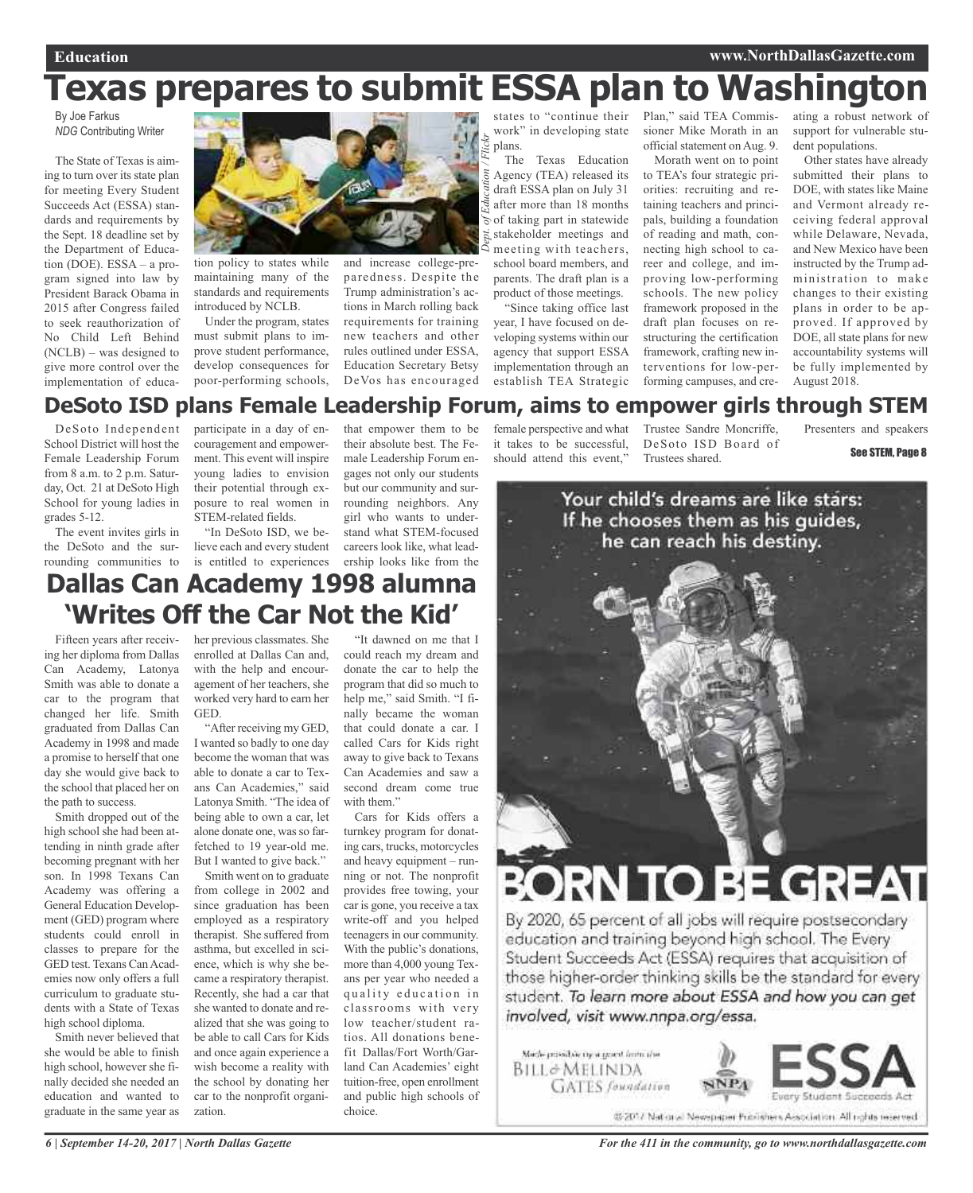# Texas prepares to submit ESSA plan to Washington

By Joe Farkus
*NDG* Contributing Writer

The State of Texas is aiming to turn over its state plan for meeting Every Student Succeeds Act (ESSA) standards and requirements by the Sept. 18 deadline set by the Department of Education (DOE). ESSA – a program signed into law by President Barack Obama in 2015 after Congress failed to seek reauthorization of No Child Left Behind (NCLB) – was designed to give more control over the implementation of education policy to states while maintaining many of the standards and requirements introduced by NCLB.

*Dept. of Education / Flickr*

Under the program, states must submit plans to improve student performance, develop consequences for poor-performing schools, and increase college-preparedness. Despite the Trump administration's actions in March rolling back requirements for training new teachers and other rules outlined under ESSA, Education Secretary Betsy DeVos has encouraged states to "continue their work" in developing state plans.

The Texas Education Agency (TEA) released its draft ESSA plan on July 31 after more than 18 months of taking part in statewide stakeholder meetings and meeting with teachers, school board members, and parents. The draft plan is a product of those meetings.

"Since taking office last year, I have focused on developing systems within our agency that support ESSA implementation through an establish TEA Strategic Plan," said TEA Commissioner Mike Morath in an official statement on Aug. 9.

Morath went on to point to TEA's four strategic priorities: recruiting and retaining teachers and principals, building a foundation of reading and math, connecting high school to career and college, and improving low-performing schools. The new policy framework proposed in the draft plan focuses on restructuring the certification framework, crafting new interventions for low-performing campuses, and creating a robust network of support for vulnerable student populations.

Other states have already submitted their plans to DOE, with states like Maine and Vermont already receiving federal approval while Delaware, Nevada, and New Mexico have been instructed by the Trump administration to make changes to their existing plans in order to be approved. If approved by DOE, all state plans for new accountability systems will be fully implemented by August 2018.

# DeSoto ISD plans Female Leadership Forum, aims to empower girls through STEM

DeSoto Independent School District will host the Female Leadership Forum from 8 a.m. to 2 p.m. Saturday, Oct. 21 at DeSoto High School for young ladies in grades 5-12.

The event invites girls in the DeSoto and the surrounding communities to participate in a day of encouragement and empowerment. This event will inspire young ladies to envision their potential through exposure to real women in STEM-related fields.

"In DeSoto ISD, we believe each and every student is entitled to experiences that empower them to be their absolute best. The Female Leadership Forum engages not only our students but our community and surrounding neighbors. Any girl who wants to understand what STEM-focused careers look like, what leadership looks like from the female perspective and what it takes to be successful, should attend this event," Trustee Sandre Moncriffe, DeSoto ISD Board of Trustees shared.

Presenters and speakers

**See STEM, Page 8**

# Dallas Can Academy 1998 alumna 'Writes Off the Car Not the Kid'

Fifteen years after receiving her diploma from Dallas Can Academy, Latonya Smith was able to donate a car to the program that changed her life. Smith graduated from Dallas Can Academy in 1998 and made a promise to herself that one day she would give back to the school that placed her on the path to success.

Smith dropped out of the high school she had been attending in ninth grade after becoming pregnant with her son. In 1998 Texans Can Academy was offering a General Education Development (GED) program where students could enroll in classes to prepare for the GED test. Texans Can Academies now only offers a full curriculum to graduate students with a State of Texas high school diploma.

Smith never believed that she would be able to finish high school, however she finally decided she needed an education and wanted to graduate in the same year as her previous classmates. She enrolled at Dallas Can and, with the help and encouragement of her teachers, she worked very hard to earn her GED.

"After receiving my GED, I wanted so badly to one day become the woman that was able to donate a car to Texans Can Academies," said Latonya Smith. "The idea of being able to own a car, let alone donate one, was so far-fetched to 19 year-old me. But I wanted to give back."

Smith went on to graduate from college in 2002 and since graduation has been employed as a respiratory therapist. She suffered from asthma, but excelled in science, which is why she became a respiratory therapist. Recently, she had a car that she wanted to donate and realized that she was going to be able to call Cars for Kids and once again experience a wish become a reality with the school by donating her car to the nonprofit organization.

"It dawned on me that I could reach my dream and donate the car to help the program that did so much to help me," said Smith. "I finally became the woman that could donate a car. I called Cars for Kids right away to give back to Texans Can Academies and saw a second dream come true with them."

Cars for Kids offers a turnkey program for donating cars, trucks, motorcycles and heavy equipment – running or not. The nonprofit provides free towing, your car is gone, you receive a tax write-off and you helped teenagers in our community. With the public's donations, more than 4,000 young Texans per year who needed a quality education in classrooms with very low teacher/student ratios. All donations benefit Dallas/Fort Worth/Garland Can Academies' eight tuition-free, open enrollment and public high schools of choice.

Your child's dreams are like stars: If he chooses them as his guides, he can reach his destiny.

**BORN TO BE GREAT**

By 2020, 65 percent of all jobs will require postsecondary education and training beyond high school. The Every Student Succeeds Act (ESSA) requires that acquisition of those higher-order thinking skills be the standard for every student. *To learn more about ESSA and how you can get involved, visit www.nnpa.org/essa.*

Made possible by a grant from the Bill & Melinda Gates foundation

NNPA — ESSA Every Student Succeeds Act

© 2017 National Newspaper Publishers Association. All rights reserved.

For the 411 in the community, go to www.northdallasgazette.com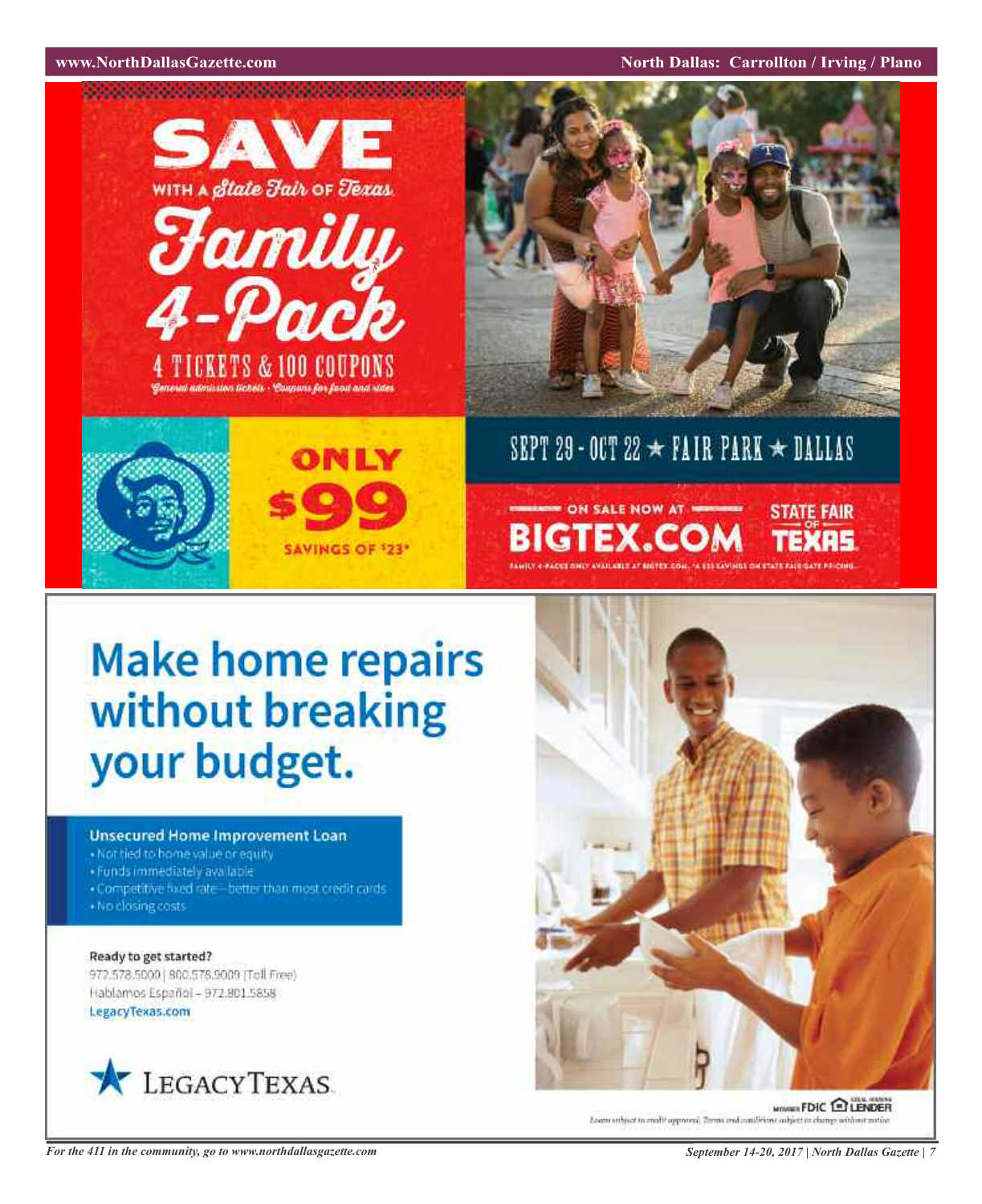# SAVE

WITH A *State Fair* OF *Texas*

# *Family 4-Pack*

4 TICKETS & 100 COUPONS

*General admission tickets · Coupons for food and rides*

ONLY

$99

SAVINGS OF $23*

SEPT 29 - OCT 22 ★ FAIR PARK ★ DALLAS

ON SALE NOW AT

BIGTEX.COM

STATE FAIR OF TEXAS

FAMILY 4-PACKS ONLY AVAILABLE AT BIGTEX.COM. *A $23 SAVINGS ON STATE FAIR GATE PRICING.

# Make home repairs without breaking your budget.

**Unsecured Home Improvement Loan**

- Not tied to home value or equity
- Funds immediately available
- Competitive fixed rate—better than most credit cards
- No closing costs

**Ready to get started?**

972.578.5000 | 800.578.9009 (Toll Free)

Hablamos Español – 972.801.5858

**LegacyTexas.com**

LEGACYTEXAS

MEMBER FDIC EQUAL HOUSING LENDER

Loans subject to credit approval. Terms and conditions subject to change without notice.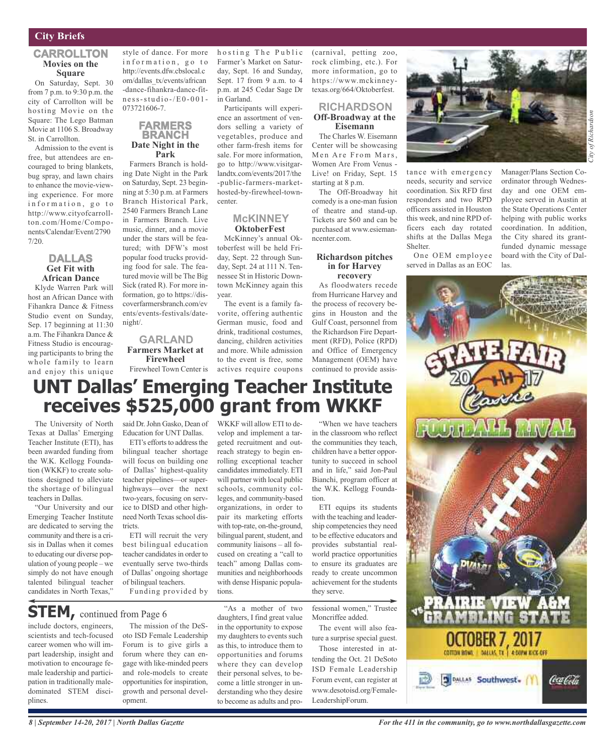## City Briefs

### CARROLLTON

#### Movies on the Square

On Saturday, Sept. 30 from 7 p.m. to 9:30 p.m. the city of Carrollton will be hosting Movie on the Square: The Lego Batman Movie at 1106 S. Broadway St. in Carrollton.

Admission to the event is free, but attendees are encouraged to bring blankets, bug spray, and lawn chairs to enhance the movie-viewing experience. For more information, go to http://www.cityofcarrollton.com/Home/Components/Calendar/Event/27907/20.

### DALLAS

#### Get Fit with African Dance

Klyde Warren Park will host an African Dance with Fihankra Dance & Fitness Studio event on Sunday, Sep. 17 beginning at 11:30 a.m. The Fihankra Dance & Fitness Studio is encouraging participants to bring the whole family to learn and enjoy this unique style of dance. For more information, go to http://events.dfw.cbslocal.com/dallas_tx/events/african-dance-fihankra-dance-fitness-studio-/E0-001-073721606-7.

### FARMERS BRANCH

#### Date Night in the Park

Farmers Branch is holding Date Night in the Park on Saturday, Sept. 23 beginning at 5:30 p.m. at Farmers Branch Historical Park, 2540 Farmers Branch Lane in Farmers Branch. Live music, dinner, and a movie under the stars will be featured; with DFW's most popular food trucks providing food for sale. The featured movie will be The Big Sick (rated R). For more information, go to https://discoverfarmersbranch.com/events/events-festivals/date-night/.

### GARLAND

#### Farmers Market at Firewheel

Firewheel Town Center is hosting The Public Farmer's Market on Saturday, Sept. 16 and Sunday, Sept. 17 from 9 a.m. to 4 p.m. at 245 Cedar Sage Dr in Garland.

Participants will experience an assortment of vendors selling a variety of vegetables, produce and other farm-fresh items for sale. For more information, go to http://www.visitgarlandtx.com/events/2017/the-public-farmers-market-hosted-by-firewheel-town-center.

### McKINNEY

#### OktoberFest

McKinney's annual Oktoberfest will be held Friday, Sept. 22 through Sunday, Sept. 24 at 111 N. Tennessee St in Historic Downtown McKinney again this year.

The event is a family favorite, offering authentic German music, food and drink, traditional costumes, dancing, children activities and more. While admission to the event is free, some actives require coupons (carnival, petting zoo, rock climbing, etc.). For more information, go to https://www.mckinneytexas.org/664/Oktoberfest.

### RICHARDSON

#### Off-Broadway at the Eisemann

The Charles W. Eisemann Center will be showcasing Men Are From Mars, Women Are From Venus - Live! on Friday, Sept. 15 starting at 8 p.m.

The Off-Broadway hit comedy is a one-man fusion of theatre and stand-up. Tickets are $60 and can be purchased at www.esiemanncenter.com.

#### Richardson pitches in for Harvey recovery

As floodwaters recede from Hurricane Harvey and the process of recovery begins in Houston and the Gulf Coast, personnel from the Richardson Fire Department (RFD), Police (RPD) and Office of Emergency Management (OEM) have continued to provide assistance with emergency needs, security and service coordination. Six RFD first responders and two RPD officers assisted in Houston this week, and nine RPD officers each day rotated shifts at the Dallas Mega Shelter.

*City of Richardson*

One OEM employee served in Dallas as an EOC Manager/Plans Section Coordinator through Wednesday and one OEM employee served in Austin at the State Operations Center helping with public works coordination. In addition, the City shared its grant-funded dynamic message board with the City of Dallas.

# UNT Dallas' Emerging Teacher Institute receives $525,000 grant from WKKF

The University of North Texas at Dallas' Emerging Teacher Institute (ETI), has been awarded funding from the W.K. Kellogg Foundation (WKKF) to create solutions designed to alleviate the shortage of bilingual teachers in Dallas.

"Our University and our Emerging Teacher Institute are dedicated to serving the community and there is a crisis in Dallas when it comes to educating our diverse population of young people – we simply do not have enough talented bilingual teacher candidates in North Texas," said Dr. John Gasko, Dean of Education for UNT Dallas.

ETI's efforts to address the bilingual teacher shortage will focus on building one of Dallas' highest-quality teacher pipelines—or superhighways—over the next two-years, focusing on service to DISD and other high-need North Texas school districts.

ETI will recruit the very best bilingual education teacher candidates in order to eventually serve two-thirds of Dallas' ongoing shortage of bilingual teachers.

Funding provided by WKKF will allow ETI to develop and implement a targeted recruitment and outreach strategy to begin enrolling exceptional teacher candidates immediately. ETI will partner with local public schools, community colleges, and community-based organizations, in order to pair its marketing efforts with top-rate, on-the-ground, bilingual parent, student, and community liaisons – all focused on creating a "call to teach" among Dallas communities and neighborhoods with dense Hispanic populations.

"When we have teachers in the classroom who reflect the communities they teach, children have a better opportunity to succeed in school and in life," said Jon-Paul Bianchi, program officer at the W.K. Kellogg Foundation.

ETI equips its students with the teaching and leadership competencies they need to be effective educators and provides substantial real-world practice opportunities to ensure its graduates are ready to create uncommon achievement for the students they serve.

## STEM, continued from Page 6

include doctors, engineers, scientists and tech-focused career women who will impart leadership, insight and motivation to encourage female leadership and participation in traditionally male-dominated STEM disciplines.

The mission of the DeSoto ISD Female Leadership Forum is to give girls a forum where they can engage with like-minded peers and role-models to create opportunities for inspiration, growth and personal development.

"As a mother of two daughters, I find great value in the opportunity to expose my daughters to events such as this, to introduce them to opportunities and forums where they can develop their personal selves, to become a little stronger in understanding who they desire to become as adults and professional women," Trustee Moncriffee added.

The event will also feature a surprise special guest.

Those interested in attending the Oct. 21 DeSoto ISD Female Leadership Forum event, can register at www.desotoisd.org/FemaleLeadershipForum.

STATE FAIR 2017 Classic
FOOTBALL RIVAL
PRAIRIE VIEW A&M vs. GRAMBLING STATE
OCTOBER 7, 2017
COTTON BOWL | DALLAS, TX | 4:00PM KICK-OFF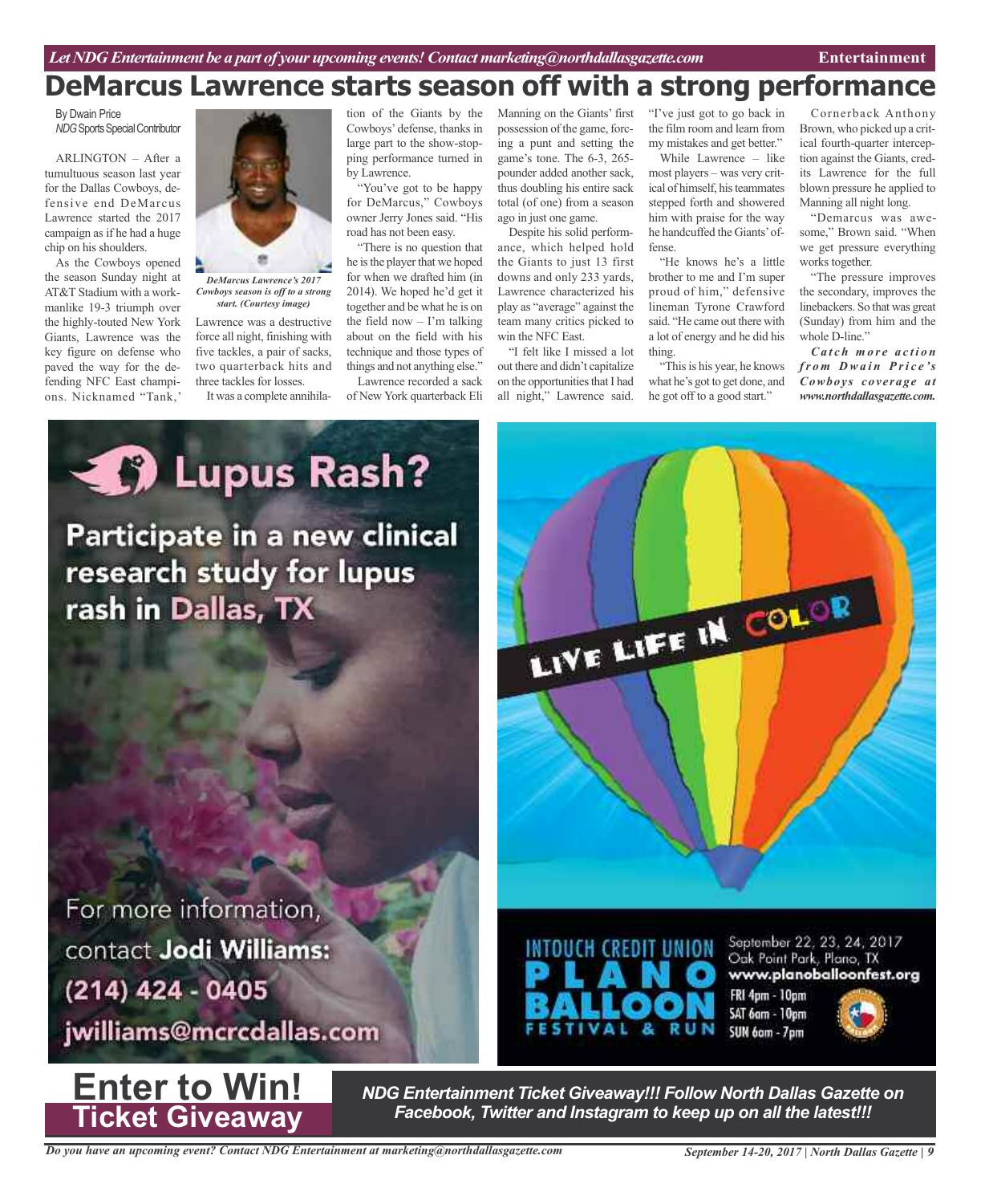# DeMarcus Lawrence starts season off with a strong performance

By Dwain Price
*NDG Sports Special Contributor*

ARLINGTON – After a tumultuous season last year for the Dallas Cowboys, defensive end DeMarcus Lawrence started the 2017 campaign as if he had a huge chip on his shoulders.

As the Cowboys opened the season Sunday night at AT&T Stadium with a workmanlike 19-3 triumph over the highly-touted New York Giants, Lawrence was the key figure on defense who paved the way for the defending NFC East champions. Nicknamed "Tank," Lawrence was a destructive force all night, finishing with five tackles, a pair of sacks, two quarterback hits and three tackles for losses.

*DeMarcus Lawrence's 2017 Cowboys season is off to a strong start. (Courtesy image)*

It was a complete annihilation of the Giants by the Cowboys' defense, thanks in large part to the show-stopping performance turned in by Lawrence.

"You've got to be happy for DeMarcus," Cowboys owner Jerry Jones said. "His road has not been easy.

"There is no question that he is the player that we hoped for when we drafted him (in 2014). We hoped he'd get it together and be what he is on the field now – I'm talking about on the field with his technique and those types of things and not anything else."

Lawrence recorded a sack of New York quarterback Eli Manning on the Giants' first possession of the game, forcing a punt and setting the game's tone. The 6-3, 265-pounder added another sack, thus doubling his entire sack total (of one) from a season ago in just one game.

Despite his solid performance, which helped hold the Giants to just 13 first downs and only 233 yards, Lawrence characterized his play as "average" against the team many critics picked to win the NFC East.

"I felt like I missed a lot out there and didn't capitalize on the opportunities that I had all night," Lawrence said. "I've just got to go back in the film room and learn from my mistakes and get better."

While Lawrence – like most players – was very critical of himself, his teammates stepped forth and showered him with praise for the way he handcuffed the Giants' offense.

"He knows he's a little brother to me and I'm super proud of him," defensive lineman Tyrone Crawford said. "He came out there with a lot of energy and he did his thing.

"This is his year, he knows what he's got to get done, and he got off to a good start."

Cornerback Anthony Brown, who picked up a critical fourth-quarter interception against the Giants, credits Lawrence for the full blown pressure he applied to Manning all night long.

"Demarcus was awesome," Brown said. "When we get pressure everything works together.

"The pressure improves the secondary, improves the linebackers. So that was great (Sunday) from him and the whole D-line."

***Catch more action from Dwain Price's Cowboys coverage at www.northdallasgazette.com.***

## Lupus Rash?

**Participate in a new clinical research study for lupus rash in Dallas, TX**

For more information, contact **Jodi Williams:**
**(214) 424 - 0405**
**jwilliams@mcrcdallas.com**

LIVE LIFE IN COLOR

**INTOUCH CREDIT UNION PLANO BALLOON FESTIVAL & RUN**

September 22, 23, 24, 2017
Oak Point Park, Plano, TX
**www.planoballoonfest.org**
FRI 4pm - 10pm
SAT 6am - 10pm
SUN 6am - 7pm

## Enter to Win! Ticket Giveaway

***NDG Entertainment Ticket Giveaway!!! Follow North Dallas Gazette on Facebook, Twitter and Instagram to keep up on all the latest!!!***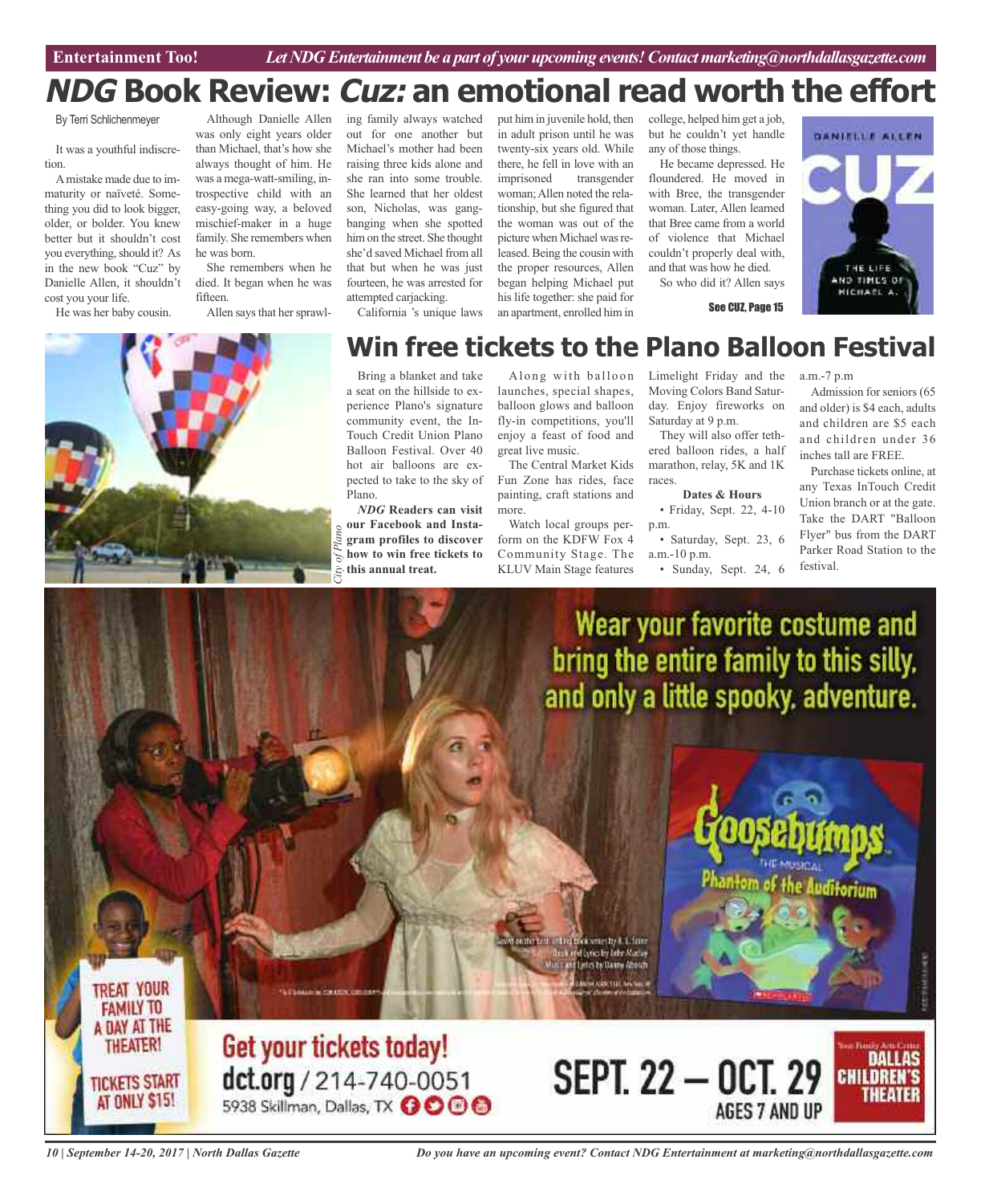# *NDG* Book Review: *Cuz:* an emotional read worth the effort

By Terri Schlichenmeyer

It was a youthful indiscretion.

A mistake made due to immaturity or naïveté. Something you did to look bigger, older, or bolder. You knew better but it shouldn't cost you everything, should it? As in the new book "Cuz" by Danielle Allen, it shouldn't cost you your life.

He was her baby cousin.

Although Danielle Allen was only eight years older than Michael, that's how she always thought of him. He was a mega-watt-smiling, introspective child with an easy-going way, a beloved mischief-maker in a huge family. She remembers when he was born.

She remembers when he died. It began when he was fifteen.

Allen says that her sprawling family always watched out for one another but Michael's mother had been raising three kids alone and she ran into some trouble. She learned that her oldest son, Nicholas, was gang-banging when she spotted him on the street. She thought she'd saved Michael from all that but when he was just fourteen, he was arrested for attempted carjacking.

California 's unique laws put him in juvenile hold, then in adult prison until he was twenty-six years old. While there, he fell in love with an imprisoned transgender woman; Allen noted the relationship, but she figured that the woman was out of the picture when Michael was released. Being the cousin with the proper resources, Allen began helping Michael put his life together: she paid for an apartment, enrolled him in college, helped him get a job, but he couldn't yet handle any of those things.

He became depressed. He floundered. He moved in with Bree, the transgender woman. Later, Allen learned that Bree came from a world of violence that Michael couldn't properly deal with, and that was how he died.

So who did it? Allen says

See CUZ, Page 15

# Win free tickets to the Plano Balloon Festival

*City of Plano*

Bring a blanket and take a seat on the hillside to experience Plano's signature community event, the InTouch Credit Union Plano Balloon Festival. Over 40 hot air balloons are expected to take to the sky of Plano.

***NDG* Readers can visit our Facebook and Instagram profiles to discover how to win free tickets to this annual treat.**

Along with balloon launches, special shapes, balloon glows and balloon fly-in competitions, you'll enjoy a feast of food and great live music.

The Central Market Kids Fun Zone has rides, face painting, craft stations and more.

Watch local groups perform on the KDFW Fox 4 Community Stage. The KLUV Main Stage features Limelight Friday and the Moving Colors Band Saturday. Enjoy fireworks on Saturday at 9 p.m.

They will also offer tethered balloon rides, a half marathon, relay, 5K and 1K races.

**Dates & Hours**

- Friday, Sept. 22, 4-10 p.m.
- Saturday, Sept. 23, 6 a.m.-10 p.m.
- Sunday, Sept. 24, 6 a.m.-7 p.m

Admission for seniors (65 and older) is $4 each, adults and children are $5 each and children under 36 inches tall are FREE.

Purchase tickets online, at any Texas InTouch Credit Union branch or at the gate. Take the DART "Balloon Flyer" bus from the DART Parker Road Station to the festival.

Wear your favorite costume and bring the entire family to this silly, and only a little spooky, adventure.

Goosebumps The Musical: Phantom of the Auditorium

TREAT YOUR FAMILY TO A DAY AT THE THEATER! TICKETS START AT ONLY $15!

Get your tickets today! dct.org / 214-740-0051 5938 Skillman, Dallas, TX

SEPT. 22 – OCT. 29 AGES 7 AND UP

Dallas Children's Theater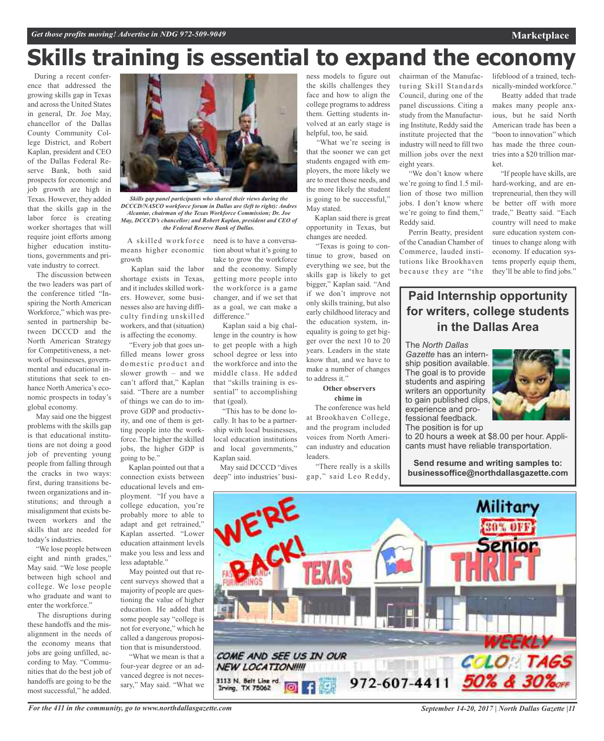# Skills training is essential to expand the economy

During a recent conference that addressed the growing skills gap in Texas and across the United States in general, Dr. Joe May, chancellor of the Dallas County Community College District, and Robert Kaplan, president and CEO of the Dallas Federal Reserve Bank, both said prospects for economic and job growth are high in Texas. However, they added that the skills gap in the labor force is creating worker shortages that will require joint efforts among higher education institutions, governments and private industry to correct.

The discussion between the two leaders was part of the conference titled "Inspiring the North American Workforce," which was presented in partnership between DCCCD and the North American Strategy for Competitiveness, a network of businesses, governmental and educational institutions that seek to enhance North America's economic prospects in today's global economy.

May said one the biggest problems with the skills gap is that educational institutions are not doing a good job of preventing young people from falling through the cracks in two ways: first, during transitions between organizations and institutions; and through a misalignment that exists between workers and the skills that are needed for today's industries.

"We lose people between eight and ninth grades," May said. "We lose people between high school and college. We lose people who graduate and want to enter the workforce."

The disruptions during these handoffs and the misalignment in the needs of the economy means that jobs are going unfilled, according to May. "Communities that do the best job of handoffs are going to be the most successful," he added.

*Skills gap panel participants who shared their views during the DCCCD/NASCO workforce forum in Dallas are (left to right): Andres Alcantar, chairman of the Texas Workforce Commission; Dr. Joe May, DCCCD's chancellor; and Robert Kaplan, president and CEO of the Federal Reserve Bank of Dallas.*

A skilled workforce means higher economic growth

Kaplan said the labor shortage exists in Texas, and it includes skilled workers. However, some businesses also are having difficulty finding unskilled workers, and that (situation) is affecting the economy.

"Every job that goes unfilled means lower gross domestic product and slower growth – and we can't afford that," Kaplan said. "There are a number of things we can do to improve GDP and productivity, and one of them is getting people into the workforce. The higher the skilled jobs, the higher GDP is going to be."

Kaplan pointed out that a connection exists between educational levels and employment. "If you have a college education, you're probably more to able to adapt and get retrained," Kaplan asserted. "Lower education attainment levels make you less and less and less adaptable."

May pointed out that recent surveys showed that a majority of people are questioning the value of higher education. He added that some people say "college is not for everyone," which he called a dangerous proposition that is misunderstood.

"What we mean is that a four-year degree or an advanced degree is not necessary," May said. "What we need is to have a conversation about what it's going to take to grow the workforce and the economy. Simply getting more people into the workforce is a game changer, and if we set that as a goal, we can make a difference."

Kaplan said a big challenge in the country is how to get people with a high school degree or less into the workforce and into the middle class. He added that "skills training is essential" to accomplishing that (goal).

"This has to be done locally. It has to be a partnership with local businesses, local education institutions and local governments," Kaplan said.

May said DCCCD "dives deep" into industries' business models to figure out the skills challenges they face and how to align the college programs to address them. Getting students involved at an early stage is helpful, too, he said.

"What we're seeing is that the sooner we can get students engaged with employers, the more likely we are to meet those needs, and the more likely the student is going to be successful," May stated.

Kaplan said there is great opportunity in Texas, but changes are needed.

"Texas is going to continue to grow, based on everything we see, but the skills gap is likely to get bigger," Kaplan said. "And if we don't improve not only skills training, but also early childhood literacy and the education system, inequality is going to get bigger over the next 10 to 20 years. Leaders in the state know that, and we have to make a number of changes to address it."

**Other observers chime in**

The conference was held at Brookhaven College, and the program included voices from North American industry and education leaders.

"There really is a skills gap," said Leo Reddy, chairman of the Manufacturing Skill Standards Council, during one of the panel discussions. Citing a study from the Manufacturing Institute, Reddy said the institute projected that the industry will need to fill two million jobs over the next eight years.

"We don't know where we're going to find 1.5 million of those two million jobs. I don't know where we're going to find them," Reddy said.

Perrin Beatty, president of the Canadian Chamber of Commerce, lauded institutions like Brookhaven because they are "the lifeblood of a trained, technically-minded workforce."

Beatty added that trade makes many people anxious, but he said North American trade has been a "boon to innovation" which has made the three countries into a $20 trillion market.

"If people have skills, are hard-working, and are entrepreneurial, then they will be better off with more trade," Beatty said. "Each country will need to make sure education system continues to change along with economy. If education systems properly equip them, they'll be able to find jobs."

## Paid Internship opportunity for writers, college students in the Dallas Area

The *North Dallas Gazette* has an internship position available. The goal is to provide students and aspiring writers an opportunity to gain published clips, experience and professional feedback. The position is for up to 20 hours a week at $8.00 per hour. Applicants must have reliable transportation.

**Send resume and writing samples to: businessoffice@northdallasgazette.com**

WE'RE BACK! TEXAS THRIFT — Military 30% OFF Senior — COME AND SEE US IN OUR NEW LOCATION!!!!! 3113 N. Belt Line rd. Irving, TX 75062 — 972-607-4411 — WEEKLY COLOR TAGS 50% & 30% OFF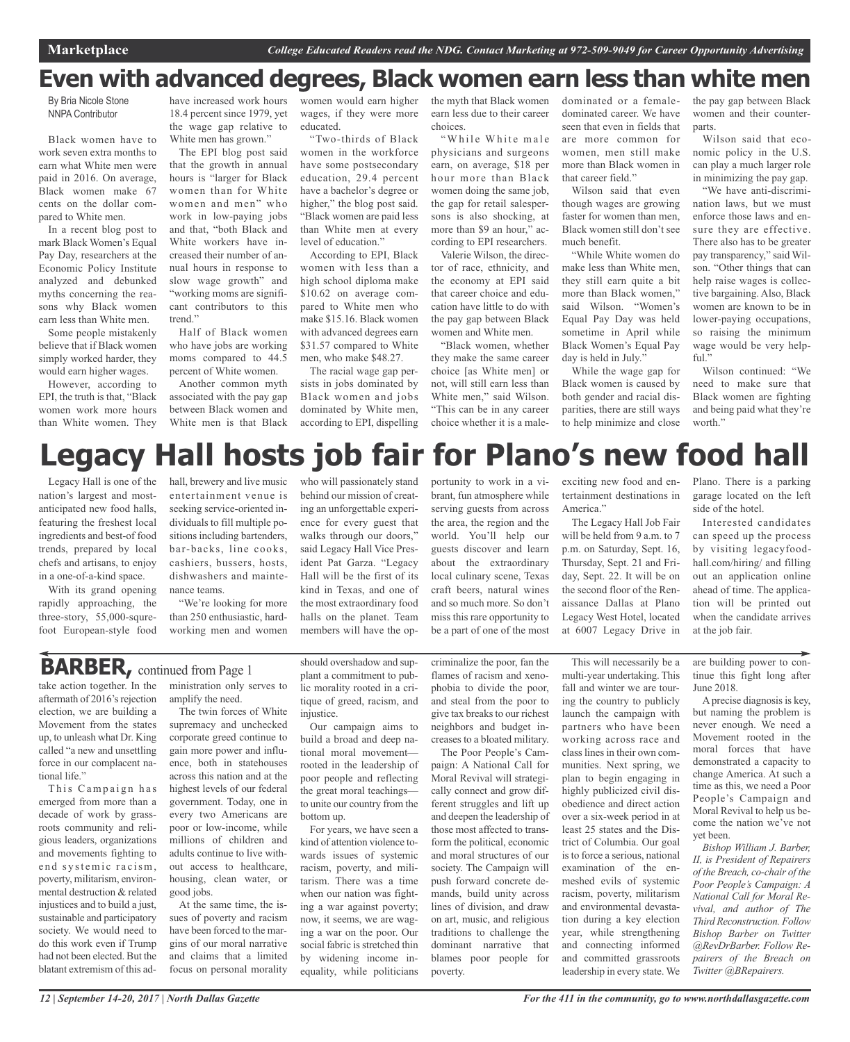# Even with advanced degrees, Black women earn less than white men

By Bria Nicole Stone
NNPA Contributor

Black women have to work seven extra months to earn what White men were paid in 2016. On average, Black women make 67 cents on the dollar compared to White men.

In a recent blog post to mark Black Women's Equal Pay Day, researchers at the Economic Policy Institute analyzed and debunked myths concerning the reasons why Black women earn less than White men.

Some people mistakenly believe that if Black women simply worked harder, they would earn higher wages.

However, according to EPI, the truth is that, "Black women work more hours than White women. They have increased work hours 18.4 percent since 1979, yet the wage gap relative to White men has grown."

The EPI blog post said that the growth in annual hours is "larger for Black women than for White women and men" who work in low-paying jobs and that, "both Black and White workers have increased their number of annual hours in response to slow wage growth" and "working moms are significant contributors to this trend."

Half of Black women who have jobs are working moms compared to 44.5 percent of White women.

Another common myth associated with the pay gap between Black women and White men is that Black women would earn higher wages, if they were more educated.

"Two-thirds of Black women in the workforce have some postsecondary education, 29.4 percent have a bachelor's degree or higher," the blog post said. "Black women are paid less than White men at every level of education."

According to EPI, Black women with less than a high school diploma make $10.62 on average compared to White men who make $15.16. Black women with advanced degrees earn $31.57 compared to White men, who make $48.27.

The racial wage gap persists in jobs dominated by Black women and jobs dominated by White men, according to EPI, dispelling the myth that Black women earn less due to their career choices.

"While White male physicians and surgeons earn, on average, $18 per hour more than Black women doing the same job, the gap for retail salespersons is also shocking, at more than $9 an hour," according to EPI researchers.

Valerie Wilson, the director of race, ethnicity, and the economy at EPI said that career choice and education have little to do with the pay gap between Black women and White men.

"Black women, whether they make the same career choice [as White men] or not, will still earn less than White men," said Wilson. "This can be in any career choice whether it is a male-dominated or a female-dominated career. We have seen that even in fields that are more common for women, men still make more than Black women in that career field."

Wilson said that even though wages are growing faster for women than men, Black women still don't see much benefit.

"While White women do make less than White men, they still earn quite a bit more than Black women," said Wilson. "Women's Equal Pay Day was held sometime in April while Black Women's Equal Pay day is held in July."

While the wage gap for Black women is caused by both gender and racial disparities, there are still ways to help minimize and close the pay gap between Black women and their counterparts.

Wilson said that economic policy in the U.S. can play a much larger role in minimizing the pay gap.

"We have anti-discrimination laws, but we must enforce those laws and ensure they are effective. There also has to be greater pay transparency," said Wilson. "Other things that can help raise wages is collective bargaining. Also, Black women are known to be in lower-paying occupations, so raising the minimum wage would be very helpful."

Wilson continued: "We need to make sure that Black women are fighting and being paid what they're worth."

# Legacy Hall hosts job fair for Plano's new food hall

Legacy Hall is one of the nation's largest and most-anticipated new food halls, featuring the freshest local ingredients and best-of food trends, prepared by local chefs and artisans, to enjoy in a one-of-a-kind space.

With its grand opening rapidly approaching, the three-story, 55,000-squre-foot European-style food hall, brewery and live music entertainment venue is seeking service-oriented individuals to fill multiple positions including bartenders, bar-backs, line cooks, cashiers, bussers, hosts, dishwashers and maintenance teams.

"We're looking for more than 250 enthusiastic, hard-working men and women who will passionately stand behind our mission of creating an unforgettable experience for every guest that walks through our doors," said Legacy Hall Vice President Pat Garza. "Legacy Hall will be the first of its kind in Texas, and one of the most extraordinary food halls on the planet. Team members will have the opportunity to work in a vibrant, fun atmosphere while serving guests from across the area, the region and the world. You'll help our guests discover and learn about the extraordinary local culinary scene, Texas craft beers, natural wines and so much more. So don't miss this rare opportunity to be a part of one of the most exciting new food and entertainment destinations in America."

The Legacy Hall Job Fair will be held from 9 a.m. to 7 p.m. on Saturday, Sept. 16, Thursday, Sept. 21 and Friday, Sept. 22. It will be on the second floor of the Renaissance Dallas at Plano Legacy West Hotel, located at 6007 Legacy Drive in Plano. There is a parking garage located on the left side of the hotel.

Interested candidates can speed up the process by visiting legacyfoodhall.com/hiring/ and filling out an application online ahead of time. The application will be printed out when the candidate arrives at the job fair.

## BARBER, continued from Page 1

take action together. In the aftermath of 2016's rejection election, we are building a Movement from the states up, to unleash what Dr. King called "a new and unsettling force in our complacent national life."

This Campaign has emerged from more than a decade of work by grassroots community and religious leaders, organizations and movements fighting to end systemic racism, poverty, militarism, environmental destruction & related injustices and to build a just, sustainable and participatory society. We would need to do this work even if Trump had not been elected. But the blatant extremism of this administration only serves to amplify the need.

The twin forces of White supremacy and unchecked corporate greed continue to gain more power and influence, both in statehouses across this nation and at the highest levels of our federal government. Today, one in every two Americans are poor or low-income, while millions of children and adults continue to live without access to healthcare, housing, clean water, or good jobs.

At the same time, the issues of poverty and racism have been forced to the margins of our moral narrative and claims that a limited focus on personal morality should overshadow and supplant a commitment to public morality rooted in a critique of greed, racism, and injustice.

Our campaign aims to build a broad and deep national moral movement—rooted in the leadership of poor people and reflecting the great moral teachings—to unite our country from the bottom up.

For years, we have seen a kind of attention violence towards issues of systemic racism, poverty, and militarism. There was a time when our nation was fighting a war against poverty; now, it seems, we are waging a war on the poor. Our social fabric is stretched thin by widening income inequality, while politicians criminalize the poor, fan the flames of racism and xenophobia to divide the poor, and steal from the poor to give tax breaks to our richest neighbors and budget increases to a bloated military.

The Poor People's Campaign: A National Call for Moral Revival will strategically connect and grow different struggles and lift up and deepen the leadership of those most affected to transform the political, economic and moral structures of our society. The Campaign will push forward concrete demands, build unity across lines of division, and draw on art, music, and religious traditions to challenge the dominant narrative that blames poor people for poverty.

This will necessarily be a multi-year undertaking. This fall and winter we are touring the country to publicly launch the campaign with partners who have been working across race and class lines in their own communities. Next spring, we plan to begin engaging in highly publicized civil disobedience and direct action over a six-week period in at least 25 states and the District of Columbia. Our goal is to force a serious, national examination of the enmeshed evils of systemic racism, poverty, militarism and environmental devastation during a key election year, while strengthening and connecting informed and committed grassroots leadership in every state. We are building power to continue this fight long after June 2018.

A precise diagnosis is key, but naming the problem is never enough. We need a Movement rooted in the moral forces that have demonstrated a capacity to change America. At such a time as this, we need a Poor People's Campaign and Moral Revival to help us become the nation we've not yet been.

*Bishop William J. Barber, II, is President of Repairers of the Breach, co-chair of the Poor People's Campaign: A National Call for Moral Revival, and author of The Third Reconstruction. Follow Bishop Barber on Twitter @RevDrBarber. Follow Repairers of the Breach on Twitter @BRepairers.*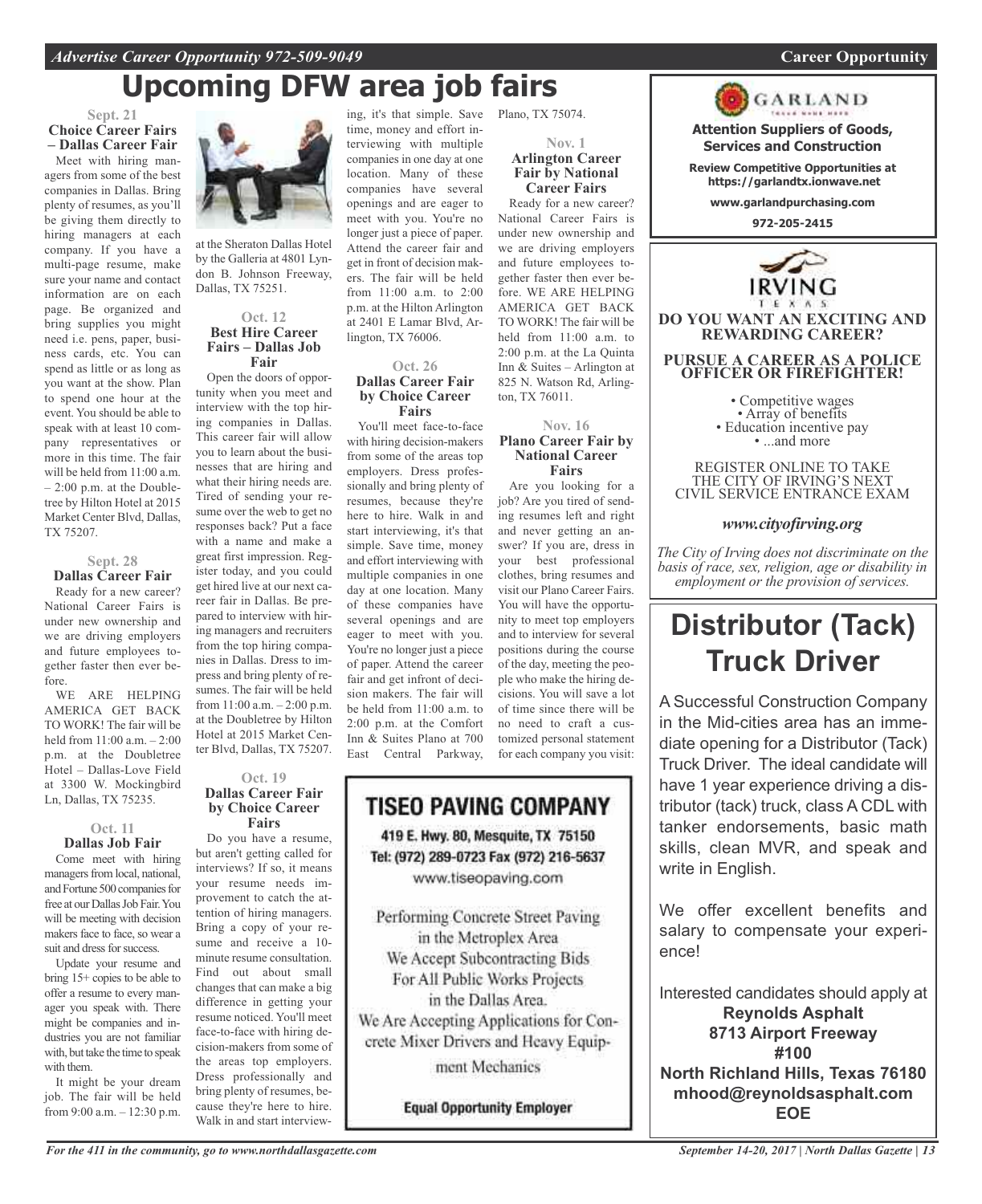# Upcoming DFW area job fairs

**Sept. 21**

**Choice Career Fairs – Dallas Career Fair**

Meet with hiring managers from some of the best companies in Dallas. Bring plenty of resumes, as you'll be giving them directly to hiring managers at each company. If you have a multi-page resume, make sure your name and contact information are on each page. Be organized and bring supplies you might need i.e. pens, paper, business cards, etc. You can spend as little or as long as you want at the show. Plan to spend one hour at the event. You should be able to speak with at least 10 company representatives or more in this time. The fair will be held from 11:00 a.m. – 2:00 p.m. at the Doubletree by Hilton Hotel at 2015 Market Center Blvd, Dallas, TX 75207.

**Sept. 28**

**Dallas Career Fair**

Ready for a new career? National Career Fairs is under new ownership and we are driving employers and future employees together faster then ever before.

WE ARE HELPING AMERICA GET BACK TO WORK! The fair will be held from 11:00 a.m. – 2:00 p.m. at the Doubletree Hotel – Dallas-Love Field at 3300 W. Mockingbird Ln, Dallas, TX 75235.

**Oct. 11**

**Dallas Job Fair**

Come meet with hiring managers from local, national, and Fortune 500 companies for free at our Dallas Job Fair. You will be meeting with decision makers face to face, so wear a suit and dress for success.

Update your resume and bring 15+ copies to be able to offer a resume to every manager you speak with. There might be companies and industries you are not familiar with, but take the time to speak with them.

It might be your dream job. The fair will be held from 9:00 a.m. – 12:30 p.m. at the Sheraton Dallas Hotel by the Galleria at 4801 Lyndon B. Johnson Freeway, Dallas, TX 75251.

**Oct. 12**

**Best Hire Career Fairs – Dallas Job Fair**

Open the doors of opportunity when you meet and interview with the top hiring companies in Dallas. This career fair will allow you to learn about the businesses that are hiring and what their hiring needs are. Tired of sending your resume over the web to get no responses back? Put a face with a name and make a great first impression. Register today, and you could get hired live at our next career fair in Dallas. Be prepared to interview with hiring managers and recruiters from the top hiring companies in Dallas. Dress to impress and bring plenty of resumes. The fair will be held from 11:00 a.m. – 2:00 p.m. at the Doubletree by Hilton Hotel at 2015 Market Center Blvd, Dallas, TX 75207.

**Oct. 19**

**Dallas Career Fair by Choice Career Fairs**

Do you have a resume, but aren't getting called for interviews? If so, it means your resume needs improvement to catch the attention of hiring managers. Bring a copy of your resume and receive a 10-minute resume consultation. Find out about small changes that can make a big difference in getting your resume noticed. You'll meet face-to-face with hiring decision-makers from some of the areas top employers. Dress professionally and bring plenty of resumes, because they're here to hire. Walk in and start interviewing, it's that simple. Save time, money and effort interviewing with multiple companies in one day at one location. Many of these companies have several openings and are eager to meet with you. You're no longer just a piece of paper. Attend the career fair and get in front of decision makers. The fair will be held from 11:00 a.m. to 2:00 p.m. at the Hilton Arlington at 2401 E Lamar Blvd, Arlington, TX 76006.

**Oct. 26**

**Dallas Career Fair by Choice Career Fairs**

You'll meet face-to-face with hiring decision-makers from some of the areas top employers. Dress professionally and bring plenty of resumes, because they're here to hire. Walk in and start interviewing, it's that simple. Save time, money and effort interviewing with multiple companies in one day at one location. Many of these companies have several openings and are eager to meet with you. You're no longer just a piece of paper. Attend the career fair and get infront of decision makers. The fair will be held from 11:00 a.m. to 2:00 p.m. at the Comfort Inn & Suites Plano at 700 East Central Parkway, Plano, TX 75074.

**Nov. 1**

**Arlington Career Fair by National Career Fairs**

Ready for a new career? National Career Fairs is under new ownership and we are driving employers and future employees together faster then ever before. WE ARE HELPING AMERICA GET BACK TO WORK! The fair will be held from 11:00 a.m. to 2:00 p.m. at the La Quinta Inn & Suites – Arlington at 825 N. Watson Rd, Arlington, TX 76011.

**Nov. 16**

**Plano Career Fair by National Career Fairs**

Are you looking for a job? Are you tired of sending resumes left and right and never getting an answer? If you are, dress in your best professional clothes, bring resumes and visit our Plano Career Fairs. You will have the opportunity to meet top employers and to interview for several positions during the course of the day, meeting the people who make the hiring decisions. You will save a lot of time since there will be no need to craft a customized personal statement for each company you visit:

---

## TISEO PAVING COMPANY

419 E. Hwy. 80, Mesquite, TX 75150
Tel: (972) 289-0723 Fax (972) 216-5637
www.tiseopaving.com

Performing Concrete Street Paving in the Metroplex Area
We Accept Subcontracting Bids For All Public Works Projects in the Dallas Area.
We Are Accepting Applications for Concrete Mixer Drivers and Heavy Equipment Mechanics

**Equal Opportunity Employer**

---

GARLAND

**Attention Suppliers of Goods, Services and Construction**

**Review Competitive Opportunities at https://garlandtx.ionwave.net**

**www.garlandpurchasing.com**

**972-205-2415**

---

IRVING TEXAS

**DO YOU WANT AN EXCITING AND REWARDING CAREER?**

**PURSUE A CAREER AS A POLICE OFFICER OR FIREFIGHTER!**

- Competitive wages
- Array of benefits
- Education incentive pay
- ...and more

REGISTER ONLINE TO TAKE THE CITY OF IRVING'S NEXT CIVIL SERVICE ENTRANCE EXAM

***www.cityofirving.org***

*The City of Irving does not discriminate on the basis of race, sex, religion, age or disability in employment or the provision of services.*

---

# Distributor (Tack) Truck Driver

A Successful Construction Company in the Mid-cities area has an immediate opening for a Distributor (Tack) Truck Driver. The ideal candidate will have 1 year experience driving a distributor (tack) truck, class A CDL with tanker endorsements, basic math skills, clean MVR, and speak and write in English.

We offer excellent benefits and salary to compensate your experience!

Interested candidates should apply at

**Reynolds Asphalt**
**8713 Airport Freeway**
**#100**
**North Richland Hills, Texas 76180**
**mhood@reynoldsasphalt.com**
**EOE**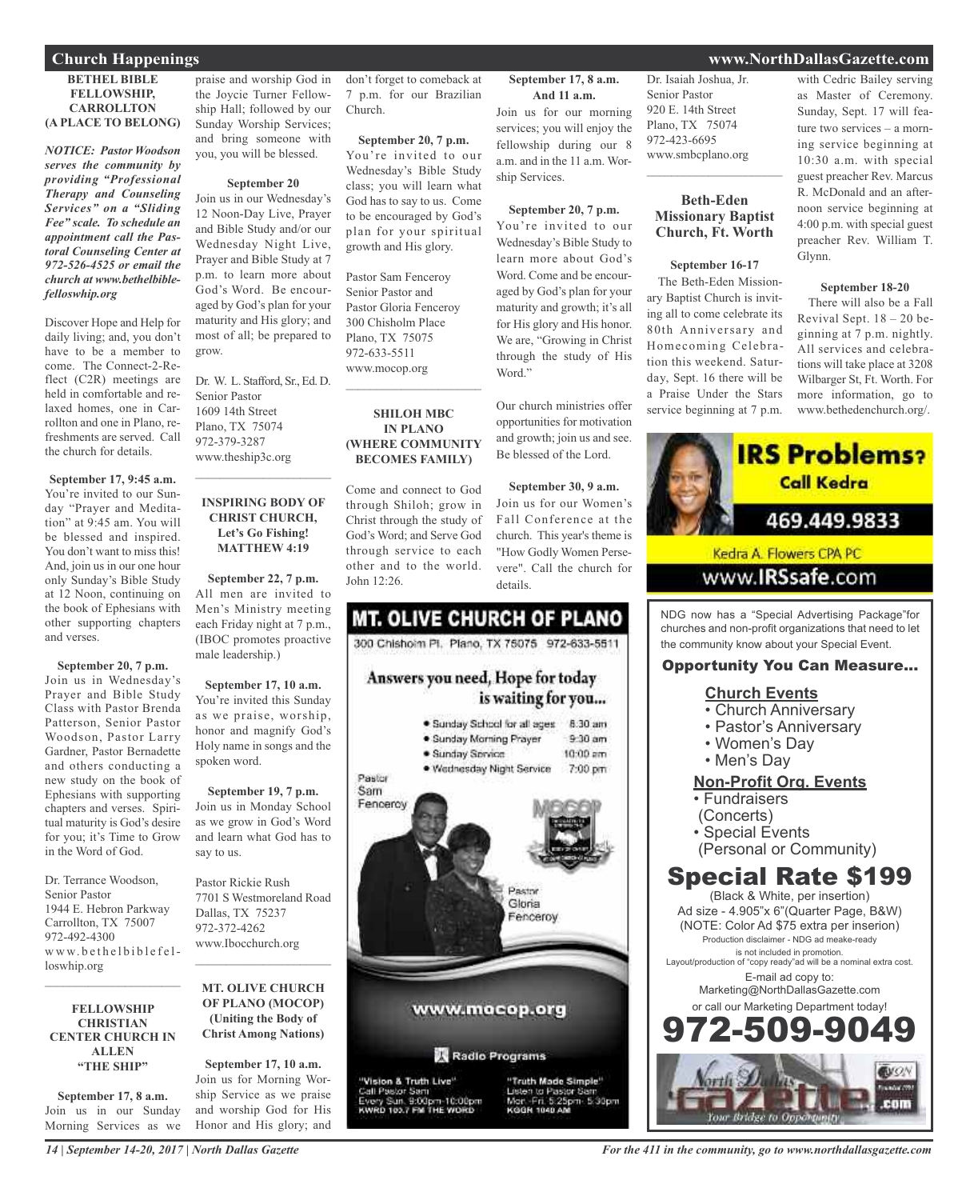## Church Happenings

### BETHEL BIBLE FELLOWSHIP, CARROLLTON (A PLACE TO BELONG)

***NOTICE: Pastor Woodson serves the community by providing "Professional Therapy and Counseling Services" on a "Sliding Fee" scale. To schedule an appointment call the Pastoral Counseling Center at 972-526-4525 or email the church at www.bethelbiblefelloswhip.org***

Discover Hope and Help for daily living; and, you don't have to be a member to come. The Connect-2-Reflect (C2R) meetings are held in comfortable and relaxed homes, one in Carrollton and one in Plano, refreshments are served. Call the church for details.

**September 17, 9:45 a.m.**
You're invited to our Sunday "Prayer and Meditation" at 9:45 am. You will be blessed and inspired. You don't want to miss this! And, join us in our one hour only Sunday's Bible Study at 12 Noon, continuing on the book of Ephesians with other supporting chapters and verses.

**September 20, 7 p.m.**
Join us in Wednesday's Prayer and Bible Study Class with Pastor Brenda Patterson, Senior Pastor Woodson, Pastor Larry Gardner, Pastor Bernadette and others conducting a new study on the book of Ephesians with supporting chapters and verses. Spiritual maturity is God's desire for you; it's Time to Grow in the Word of God.

Dr. Terrance Woodson,
Senior Pastor
1944 E. Hebron Parkway
Carrollton, TX 75007
972-492-4300
www.bethelbiblefelloswhip.org

### FELLOWSHIP CHRISTIAN CENTER CHURCH IN ALLEN "THE SHIP"

**September 17, 8 a.m.**
Join us in our Sunday Morning Services as we praise and worship God in the Joycie Turner Fellowship Hall; followed by our Sunday Worship Services; and bring someone with you, you will be blessed.

**September 20**
Join us in our Wednesday's 12 Noon-Day Live, Prayer and Bible Study and/or our Wednesday Night Live, Prayer and Bible Study at 7 p.m. to learn more about God's Word. Be encouraged by God's plan for your maturity and His glory; and most of all; be prepared to grow.

Dr. W. L. Stafford, Sr., Ed. D.
Senior Pastor
1609 14th Street
Plano, TX 75074
972-379-3287
www.theship3c.org

### INSPIRING BODY OF CHRIST CHURCH, Let's Go Fishing! MATTHEW 4:19

**September 22, 7 p.m.**
All men are invited to Men's Ministry meeting each Friday night at 7 p.m., (IBOC promotes proactive male leadership.)

**September 17, 10 a.m.**
You're invited this Sunday as we praise, worship, honor and magnify God's Holy name in songs and the spoken word.

**September 19, 7 p.m.**
Join us in Monday School as we grow in God's Word and learn what God has to say to us.

Pastor Rickie Rush
7701 S Westmoreland Road
Dallas, TX 75237
972-372-4262
www.Ibocchurch.org

### MT. OLIVE CHURCH OF PLANO (MOCOP) (Uniting the Body of Christ Among Nations)

**September 17, 10 a.m.**
Join us for Morning Worship Service as we praise and worship God for His Honor and His glory; and don't forget to comeback at 7 p.m. for our Brazilian Church.

**September 20, 7 p.m.**
You're invited to our Wednesday's Bible Study class; you will learn what God has to say to us. Come to be encouraged by God's plan for your spiritual growth and His glory.

Pastor Sam Fenceroy
Senior Pastor and
Pastor Gloria Fenceroy
300 Chisholm Place
Plano, TX 75075
972-633-5511
www.mocop.org

### SHILOH MBC IN PLANO (WHERE COMMUNITY BECOMES FAMILY)

Come and connect to God through Shiloh; grow in Christ through the study of God's Word; and Serve God through service to each other and to the world. John 12:26.

**September 17, 8 a.m. And 11 a.m.**
Join us for our morning services; you will enjoy the fellowship during our 8 a.m. and in the 11 a.m. Worship Services.

**September 20, 7 p.m.**
You're invited to our Wednesday's Bible Study to learn more about God's Word. Come and be encouraged by God's plan for your maturity and growth; it's all for His glory and His honor. We are, "Growing in Christ through the study of His Word."

Our church ministries offer opportunities for motivation and growth; join us and see. Be blessed of the Lord.

**September 30, 9 a.m.**
Join us for our Women's Fall Conference at the church. This year's theme is "How Godly Women Persevere". Call the church for details.

Dr. Isaiah Joshua, Jr.
Senior Pastor
920 E. 14th Street
Plano, TX 75074
972-423-6695
www.smbcplano.org

### Beth-Eden Missionary Baptist Church, Ft. Worth

**September 16-17**
The Beth-Eden Missionary Baptist Church is inviting all to come celebrate its 80th Anniversary and Homecoming Celebration this weekend. Saturday, Sept. 16 there will be a Praise Under the Stars service beginning at 7 p.m. with Cedric Bailey serving as Master of Ceremony. Sunday, Sept. 17 will feature two services – a morning service beginning at 10:30 a.m. with special guest preacher Rev. Marcus R. McDonald and an afternoon service beginning at 4:00 p.m. with special guest preacher Rev. William T. Glynn.

**September 18-20**
There will also be a Fall Revival Sept. 18 – 20 beginning at 7 p.m. nightly. All services and celebrations will take place at 3208 Wilbarger St, Ft. Worth. For more information, go to www.bethedenchurch.org/.

---

**MT. OLIVE CHURCH OF PLANO**
300 Chisholm Pl. Plano, TX 75075 972-633-5511

Answers you need, Hope for today is waiting for you...

- Sunday School for all ages 8:30 am
- Sunday Morning Prayer 9:30 am
- Sunday Service 10:00 am
- Wednesday Night Service 7:00 pm

Pastor Sam Fenceroy
Pastor Gloria Fenceroy

www.mocop.org

Radio Programs

"Vision & Truth Live" Call Pastor Sam Every Sun. 9:00pm-10:00pm KWRD 100.7 FM THE WORD

"Truth Made Simple" Listen to Pastor Sam Mon.-Fri. 5:25pm-5:30pm KGGR 1040 AM

---

**IRS Problems? Call Kedra**
469.449.9833
Kedra A. Flowers CPA PC
www.IRSsafe.com

---

NDG now has a "Special Advertising Package"for churches and non-profit organizations that need to let the community know about your Special Event.

**Opportunity You Can Measure...**

**Church Events**
- Church Anniversary
- Pastor's Anniversary
- Women's Day
- Men's Day

**Non-Profit Org. Events**
- Fundraisers (Concerts)
- Special Events (Personal or Community)

**Special Rate $199**
(Black & White, per insertion)
Ad size - 4.905"x 6"(Quarter Page, B&W)
(NOTE: Color Ad $75 extra per inserion)
Production disclaimer - NDG ad meake-ready is not included in promotion.
Layout/production of "copy ready"ad will be a nominal extra cost.
E-mail ad copy to:
Marketing@NorthDallasGazette.com
or call our Marketing Department today!
**972-509-9049**

North Dallas Gazette .com — Your Bridge to Opportunity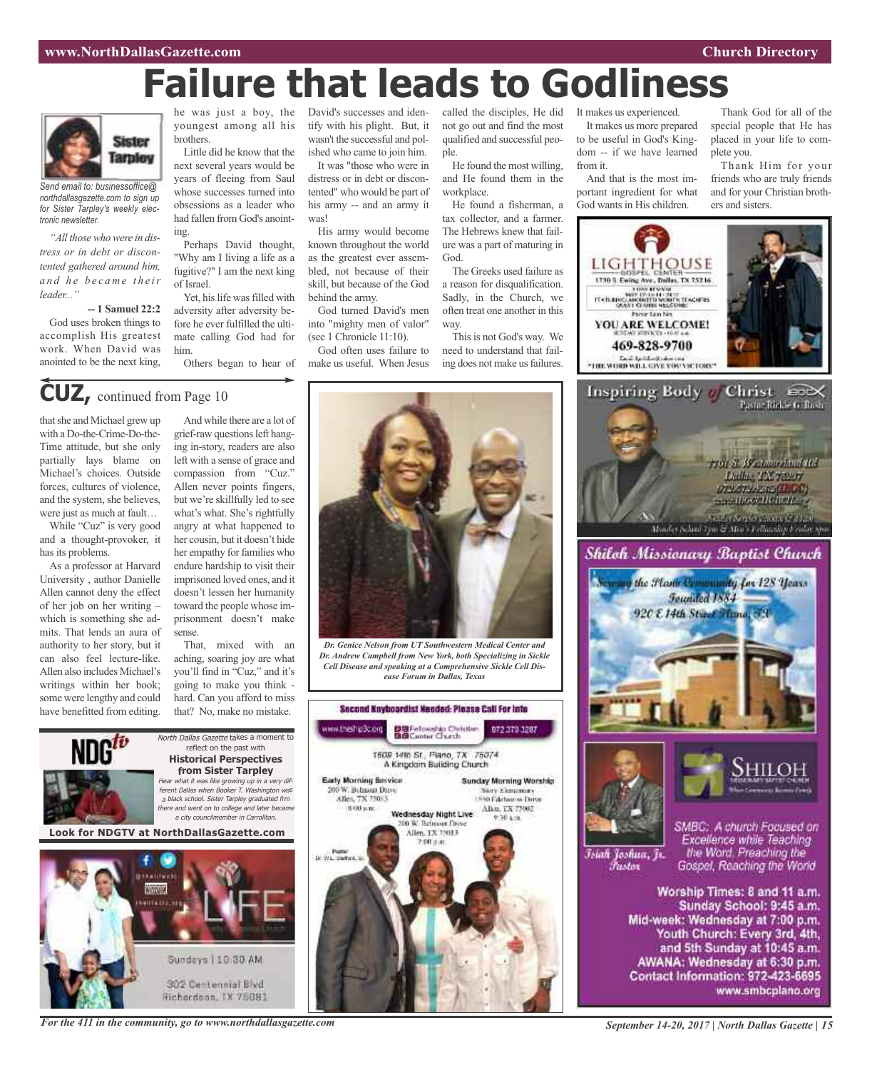# Failure that leads to Godliness

Sister Tarpley

*Send email to: businessoffice@northdallasgazette.com to sign up for Sister Tarpley's weekly electronic newsletter.*

*"All those who were in distress or in debt or discontented gathered around him, and he became their leader..."*

**-- 1 Samuel 22:2**

God uses broken things to accomplish His greatest work. When David was anointed to be the next king, he was just a boy, the youngest among all his brothers.

Little did he know that the next several years would be years of fleeing from Saul whose successes turned into obsessions as a leader who had fallen from God's anointing.

Perhaps David thought, "Why am I living a life as a fugitive?" I am the next king of Israel.

Yet, his life was filled with adversity after adversity before he ever fulfilled the ultimate calling God had for him.

Others began to hear of David's successes and identify with his plight. But, it wasn't the successful and polished who came to join him.

It was "those who were in distress or in debt or discontented" who would be part of his army -- and an army it was!

His army would become known throughout the world as the greatest ever assembled, not because of their skill, but because of the God behind the army.

God turned David's men into "mighty men of valor" (see 1 Chronicle 11:10).

God often uses failure to make us useful. When Jesus called the disciples, He did not go out and find the most qualified and successful people.

He found the most willing, and He found them in the workplace.

He found a fisherman, a tax collector, and a farmer. The Hebrews knew that failure was a part of maturing in God.

The Greeks used failure as a reason for disqualification. Sadly, in the Church, we often treat one another in this way.

This is not God's way. We need to understand that failing does not make us failures. It makes us experienced.

It makes us more prepared to be useful in God's Kingdom -- if we have learned from it.

And that is the most important ingredient for what God wants in His children.

Thank God for all of the special people that He has placed in your life to complete you.

Thank Him for your friends who are truly friends and for your Christian brothers and sisters.

## CUZ, continued from Page 10

that she and Michael grew up with a Do-the-Crime-Do-the-Time attitude, but she only partially lays blame on Michael's choices. Outside forces, cultures of violence, and the system, she believes, were just as much at fault…

While "Cuz" is very good and a thought-provoker, it has its problems.

As a professor at Harvard University , author Danielle Allen cannot deny the effect of her job on her writing – which is something she admits. That lends an aura of authority to her story, but it can also feel lecture-like. Allen also includes Michael's writings within her book; some were lengthy and could have benefitted from editing.

And while there are a lot of grief-raw questions left hanging in-story, readers are also left with a sense of grace and compassion from "Cuz." Allen never points fingers, but we're skillfully led to see what's what. She's rightfully angry at what happened to her cousin, but it doesn't hide her empathy for families who endure hardship to visit their imprisoned loved ones, and it doesn't lessen her humanity toward the people whose imprisonment doesn't make sense.

That, mixed with an aching, soaring joy are what you'll find in "Cuz," and it's going to make you think - hard. Can you afford to miss that? No, make no mistake.

*Dr. Genice Nelson from UT Southwestern Medical Center and Dr. Andrew Campbell from New York, both Specializing in Sickle Cell Disease and speaking at a Comprehensive Sickle Cell Disease Forum in Dallas, Texas*

NDGtv

*North Dallas Gazette* takes a moment to reflect on the past with

**Historical Perspectives from Sister Tarpley**

*Hear what it was like growing up in a very different Dallas when Booker T. Washington was a black school. Sister Tarpley graduated frm there and went on to college and later became a city councilmember in Carrollton.*

**Look for NDGTV at NorthDallasGazette.com**

LIFE

Sundays | 10:30 AM

302 Centennial Blvd
Richardson, TX 75081

**Second Keyboardist Needed: Please Call For Info**

www.theship3c.org — Fellowship Christian Center Church — 972 379 3287

1609 14th St., Plano, TX 75074
A Kingdom Building Church

**Early Morning Service**
200 W. Belmont Drive
Allen, TX 75013
8:00 a.m.

**Sunday Morning Worship**
Story Elementary
1550 Edelweiss Drive
Allen, TX 75002
9:30 a.m.

**Wednesday Night Live**
200 W. Belmont Drive
Allen, TX 75013
7:00 p.m.

Pastor
Dr. W.L. Stafford, Sr.

LIGHTHOUSE GOSPEL CENTER
1730 S. Ewing Ave., Dallas, TX 75216

Pastor Sam Nix

YOU ARE WELCOME!

469-828-9700

"THE WORD WILL GIVE YOU VICTORY"

Inspiring Body of Christ

Pastor Rickie G. Rush

7701 S. Westmoreland Rd
Dallas TX 75237

Shiloh Missionary Baptist Church

Serving the Plano Community for 128 Years
Founded 1884
920 E 14th Street Plano, TX

SHILOH MISSIONARY BAPTIST CHURCH

Israel Joshua, Jr.
Pastor

SMBC: A church Focused on Excellence while Teaching the Word, Preaching the Gospel, Reaching the World

**Worship Times: 8 and 11 a.m.**
**Sunday School: 9:45 a.m.**
**Mid-week: Wednesday at 7:00 p.m.**
**Youth Church: Every 3rd, 4th, and 5th Sunday at 10:45 a.m.**
**AWANA: Wednesday at 6:30 p.m.**
**Contact Information: 972-423-6695**
**www.smbcplano.org**

*For the 411 in the community, go to www.northdallasgazette.com*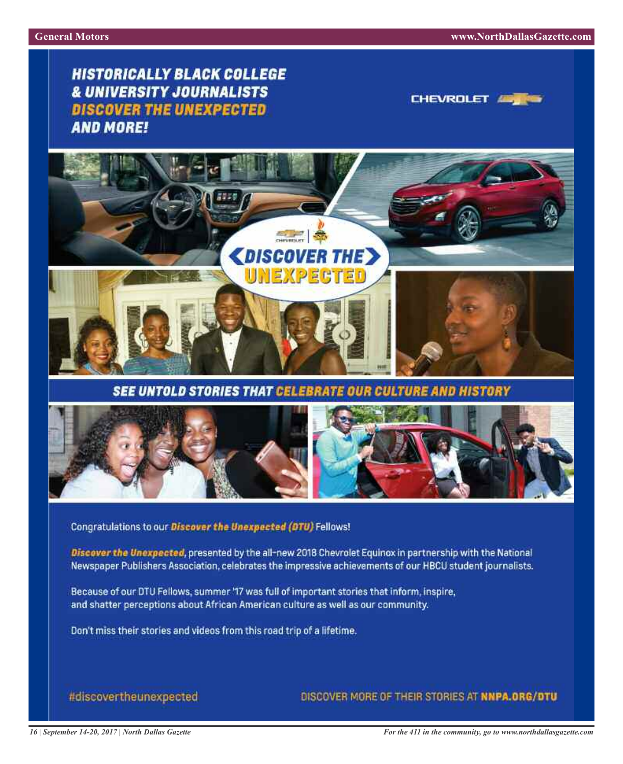# HISTORICALLY BLACK COLLEGE & UNIVERSITY JOURNALISTS DISCOVER THE UNEXPECTED AND MORE!

CHEVROLET

DISCOVER THE UNEXPECTED

## SEE UNTOLD STORIES THAT CELEBRATE OUR CULTURE AND HISTORY

Congratulations to our ***Discover the Unexpected (DTU)*** Fellows!

***Discover the Unexpected***, presented by the all-new 2018 Chevrolet Equinox in partnership with the National Newspaper Publishers Association, celebrates the impressive achievements of our HBCU student journalists.

Because of our DTU Fellows, summer '17 was full of important stories that inform, inspire, and shatter perceptions about African American culture as well as our community.

Don't miss their stories and videos from this road trip of a lifetime.

#discovertheunexpected

DISCOVER MORE OF THEIR STORIES AT **NNPA.ORG/DTU**